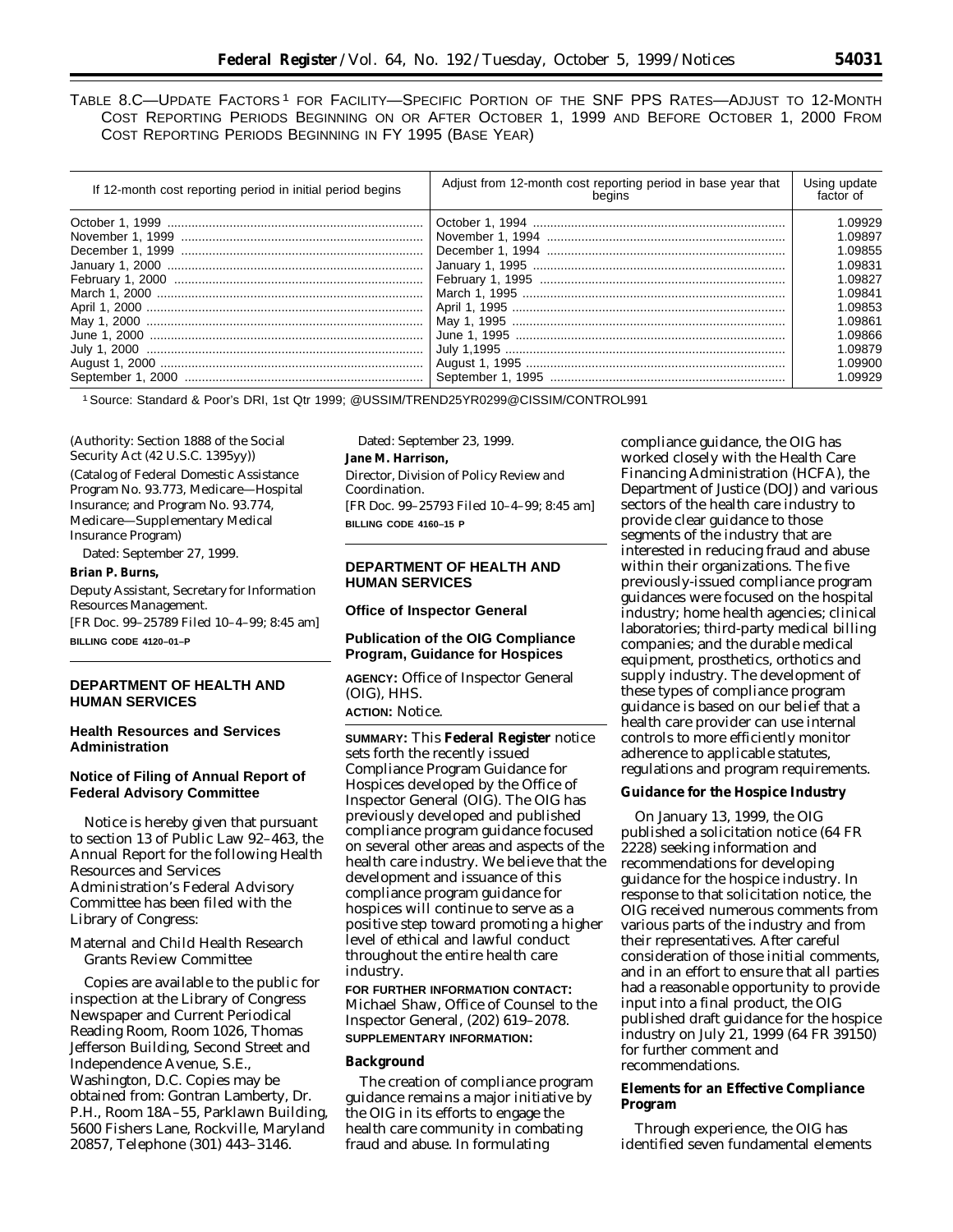TABLE 8.C—UPDATE FACTORS [1] FOR FACILITY—SPECIFIC PORTION OF THE SNF PPS RATES—ADJUST TO 12-MONTH COST REPORTING PERIODS BEGINNING ON OR AFTER OCTOBER 1, 1999 AND BEFORE OCTOBER 1, 2000 FROM COST REPORTING PERIODS BEGINNING IN FY 1995 (BASE YEAR)

| If 12-month cost reporting period in initial period begins | Adjust from 12-month cost reporting period in base year that begins | Using update factor of |
|---|---|---|
| October 1, 1999 | October 1, 1994 | 1.09929 |
| November 1, 1999 | November 1, 1994 | 1.09897 |
| December 1, 1999 | December 1, 1994 | 1.09855 |
| January 1, 2000 | January 1, 1995 | 1.09831 |
| February 1, 2000 | February 1, 1995 | 1.09827 |
| March 1, 2000 | March 1, 1995 | 1.09841 |
| April 1, 2000 | April 1, 1995 | 1.09853 |
| May 1, 2000 | May 1, 1995 | 1.09861 |
| June 1, 2000 | June 1, 1995 | 1.09866 |
| July 1, 2000 | July 1,1995 | 1.09879 |
| August 1, 2000 | August 1, 1995 | 1.09900 |
| September 1, 2000 | September 1, 1995 | 1.09929 |

[1] Source: Standard & Poor's DRI, 1st Qtr 1999; @USSIM/TREND25YR0299@CISSIM/CONTROL991

(Authority: Section 1888 of the Social Security Act (42 U.S.C. 1395yy))

(Catalog of Federal Domestic Assistance Program No. 93.773, Medicare—Hospital Insurance; and Program No. 93.774, Medicare—Supplementary Medical Insurance Program)

Dated: September 27, 1999.

**Brian P. Burns,**

*Deputy Assistant, Secretary for Information Resources Management.*

[FR Doc. 99–25789 Filed 10–4–99; 8:45 am]

**BILLING CODE 4120–01–P**

---

## DEPARTMENT OF HEALTH AND HUMAN SERVICES

### Health Resources and Services Administration

### Notice of Filing of Annual Report of Federal Advisory Committee

Notice is hereby given that pursuant to section 13 of Public Law 92–463, the Annual Report for the following Health Resources and Services Administration's Federal Advisory Committee has been filed with the Library of Congress:

Maternal and Child Health Research Grants Review Committee

Copies are available to the public for inspection at the Library of Congress Newspaper and Current Periodical Reading Room, Room 1026, Thomas Jefferson Building, Second Street and Independence Avenue, S.E., Washington, D.C. Copies may be obtained from: Gontran Lamberty, Dr. P.H., Room 18A–55, Parklawn Building, 5600 Fishers Lane, Rockville, Maryland 20857, Telephone (301) 443–3146.

Dated: September 23, 1999.

**Jane M. Harrison,**

*Director, Division of Policy Review and Coordination.*

[FR Doc. 99–25793 Filed 10–4–99; 8:45 am]

**BILLING CODE 4160–15 P**

---

## DEPARTMENT OF HEALTH AND HUMAN SERVICES

### Office of Inspector General

### Publication of the OIG Compliance Program, Guidance for Hospices

**AGENCY:** Office of Inspector General (OIG), HHS.

**ACTION:** Notice.

**SUMMARY:** This **Federal Register** notice sets forth the recently issued Compliance Program Guidance for Hospices developed by the Office of Inspector General (OIG). The OIG has previously developed and published compliance program guidance focused on several other areas and aspects of the health care industry. We believe that the development and issuance of this compliance program guidance for hospices will continue to serve as a positive step toward promoting a higher level of ethical and lawful conduct throughout the entire health care industry.

**FOR FURTHER INFORMATION CONTACT:** Michael Shaw, Office of Counsel to the Inspector General, (202) 619–2078.

**SUPPLEMENTARY INFORMATION:**

**Background**

The creation of compliance program guidance remains a major initiative by the OIG in its efforts to engage the health care community in combating fraud and abuse. In formulating compliance guidance, the OIG has worked closely with the Health Care Financing Administration (HCFA), the Department of Justice (DOJ) and various sectors of the health care industry to provide clear guidance to those segments of the industry that are interested in reducing fraud and abuse within their organizations. The five previously-issued compliance program guidances were focused on the hospital industry; home health agencies; clinical laboratories; third-party medical billing companies; and the durable medical equipment, prosthetics, orthotics and supply industry. The development of these types of compliance program guidance is based on our belief that a health care provider can use internal controls to more efficiently monitor adherence to applicable statutes, regulations and program requirements.

**Guidance for the Hospice Industry**

On January 13, 1999, the OIG published a solicitation notice (64 FR 2228) seeking information and recommendations for developing guidance for the hospice industry. In response to that solicitation notice, the OIG received numerous comments from various parts of the industry and from their representatives. After careful consideration of those initial comments, and in an effort to ensure that all parties had a reasonable opportunity to provide input into a final product, the OIG published draft guidance for the hospice industry on July 21, 1999 (64 FR 39150) for further comment and recommendations.

**Elements for an Effective Compliance Program**

Through experience, the OIG has identified seven fundamental elements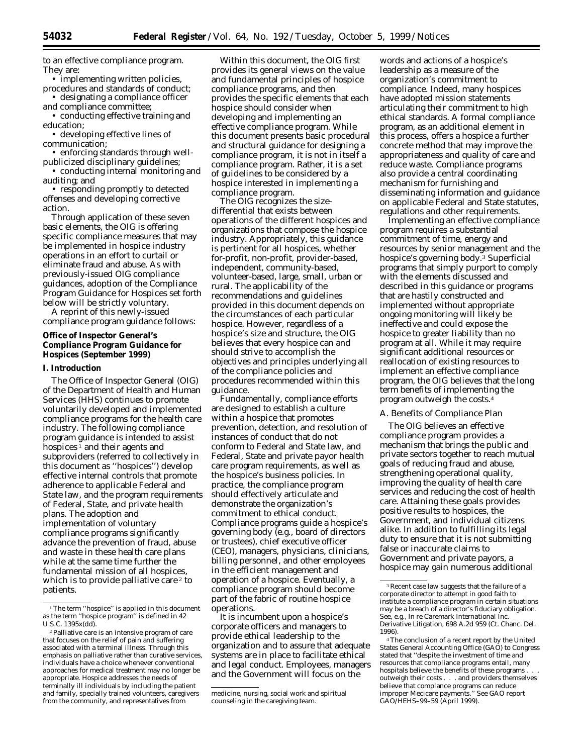to an effective compliance program. They are:

- implementing written policies, procedures and standards of conduct;
- designating a compliance officer and compliance committee;
- conducting effective training and education;
- developing effective lines of communication;
- enforcing standards through well-publicized disciplinary guidelines;
- conducting internal monitoring and auditing; and
- responding promptly to detected offenses and developing corrective action.

Through application of these seven basic elements, the OIG is offering specific compliance measures that may be implemented in hospice industry operations in an effort to curtail or eliminate fraud and abuse. As with previously-issued OIG compliance guidances, adoption of the Compliance Program Guidance for Hospices set forth below will be strictly voluntary.

A reprint of this newly-issued compliance program guidance follows:

## Office of Inspector General's Compliance Program Guidance for Hospices (September 1999)

### I. Introduction

The Office of Inspector General (OIG) of the Department of Health and Human Services (HHS) continues to promote voluntarily developed and implemented compliance programs for the health care industry. The following compliance program guidance is intended to assist hospices [1] and their agents and subproviders (referred to collectively in this document as ''hospices'') develop effective internal controls that promote adherence to applicable Federal and State law, and the program requirements of Federal, State, and private health plans. The adoption and implementation of voluntary compliance programs significantly advance the prevention of fraud, abuse and waste in these health care plans while at the same time further the fundamental mission of all hospices, which is to provide palliative care [2] to patients.

Within this document, the OIG first provides its general views on the value and fundamental principles of hospice compliance programs, and then provides the specific elements that each hospice should consider when developing and implementing an effective compliance program. While this document presents basic procedural and structural guidance for designing a compliance program, it is not in itself a compliance program. Rather, it is a set of guidelines to be considered by a hospice interested in implementing a compliance program.

The OIG recognizes the size-differential that exists between operations of the different hospices and organizations that compose the hospice industry. Appropriately, this guidance is pertinent for all hospices, whether for-profit, non-profit, provider-based, independent, community-based, volunteer-based, large, small, urban or rural. The applicability of the recommendations and guidelines provided in this document depends on the circumstances of each particular hospice. However, regardless of a hospice's size and structure, the OIG believes that every hospice can and should strive to accomplish the objectives and principles underlying all of the compliance policies and procedures recommended within this guidance.

Fundamentally, compliance efforts are designed to establish a culture within a hospice that promotes prevention, detection, and resolution of instances of conduct that do not conform to Federal and State law, and Federal, State and private payor health care program requirements, as well as the hospice's business policies. In practice, the compliance program should effectively articulate and demonstrate the organization's commitment to ethical conduct. Compliance programs guide a hospice's governing body (e.g., board of directors or trustees), chief executive officer (CEO), managers, physicians, clinicians, billing personnel, and other employees in the efficient management and operation of a hospice. Eventually, a compliance program should become part of the fabric of routine hospice operations.

It is incumbent upon a hospice's corporate officers and managers to provide ethical leadership to the organization and to assure that adequate systems are in place to facilitate ethical and legal conduct. Employees, managers and the Government will focus on the words and actions of a hospice's leadership as a measure of the organization's commitment to compliance. Indeed, many hospices have adopted mission statements articulating their commitment to high ethical standards. A formal compliance program, as an additional element in this process, offers a hospice a further concrete method that may improve the appropriateness and quality of care and reduce waste. Compliance programs also provide a central coordinating mechanism for furnishing and disseminating information and guidance on applicable Federal and State statutes, regulations and other requirements.

Implementing an effective compliance program requires a substantial commitment of time, energy and resources by senior management and the hospice's governing body.[3] Superficial programs that simply purport to comply with the elements discussed and described in this guidance or programs that are hastily constructed and implemented without appropriate ongoing monitoring will likely be ineffective and could expose the hospice to greater liability than no program at all. While it may require significant additional resources or reallocation of existing resources to implement an effective compliance program, the OIG believes that the long term benefits of implementing the program outweigh the costs.[4]

#### A. Benefits of Compliance Plan

The OIG believes an effective compliance program provides a mechanism that brings the public and private sectors together to reach mutual goals of reducing fraud and abuse, strengthening operational quality, improving the quality of health care services and reducing the cost of health care. Attaining these goals provides positive results to hospices, the Government, and individual citizens alike. In addition to fulfilling its legal duty to ensure that it is not submitting false or inaccurate claims to Government and private payors, a hospice may gain numerous additional

---

[1] The term ''hospice'' is applied in this document as the term ''hospice program'' is defined in 42 U.S.C. 1395x(dd).

[2] Palliative care is an intensive program of care that focuses on the relief of pain and suffering associated with a terminal illness. Through this emphasis on palliative rather than curative services, individuals have a choice whenever conventional approaches for medical treatment may no longer be appropriate. Hospice addresses the needs of terminally ill individuals by including the patient and family, specially trained volunteers, caregivers from the community, and representatives from medicine, nursing, social work and spiritual counseling in the caregiving team.

[3] Recent case law suggests that the failure of a corporate director to attempt in good faith to institute a compliance program in certain situations may be a breach of a director's fiduciary obligation. See, e.g., In re Caremark International Inc. Derivative Litigation, 698 A.2d 959 (Ct. Chanc. Del. 1996).

[4] The conclusion of a recent report by the United States General Accounting Office (GAO) to Congress stated that ''despite the investment of time and resources that compliance programs entail, many hospitals believe the benefits of these programs . . . outweigh their costs . . . and providers themselves believe that complance programs can reduce improper Mecicare payments.'' See GAO report GAO/HEHS–99–59 (April 1999).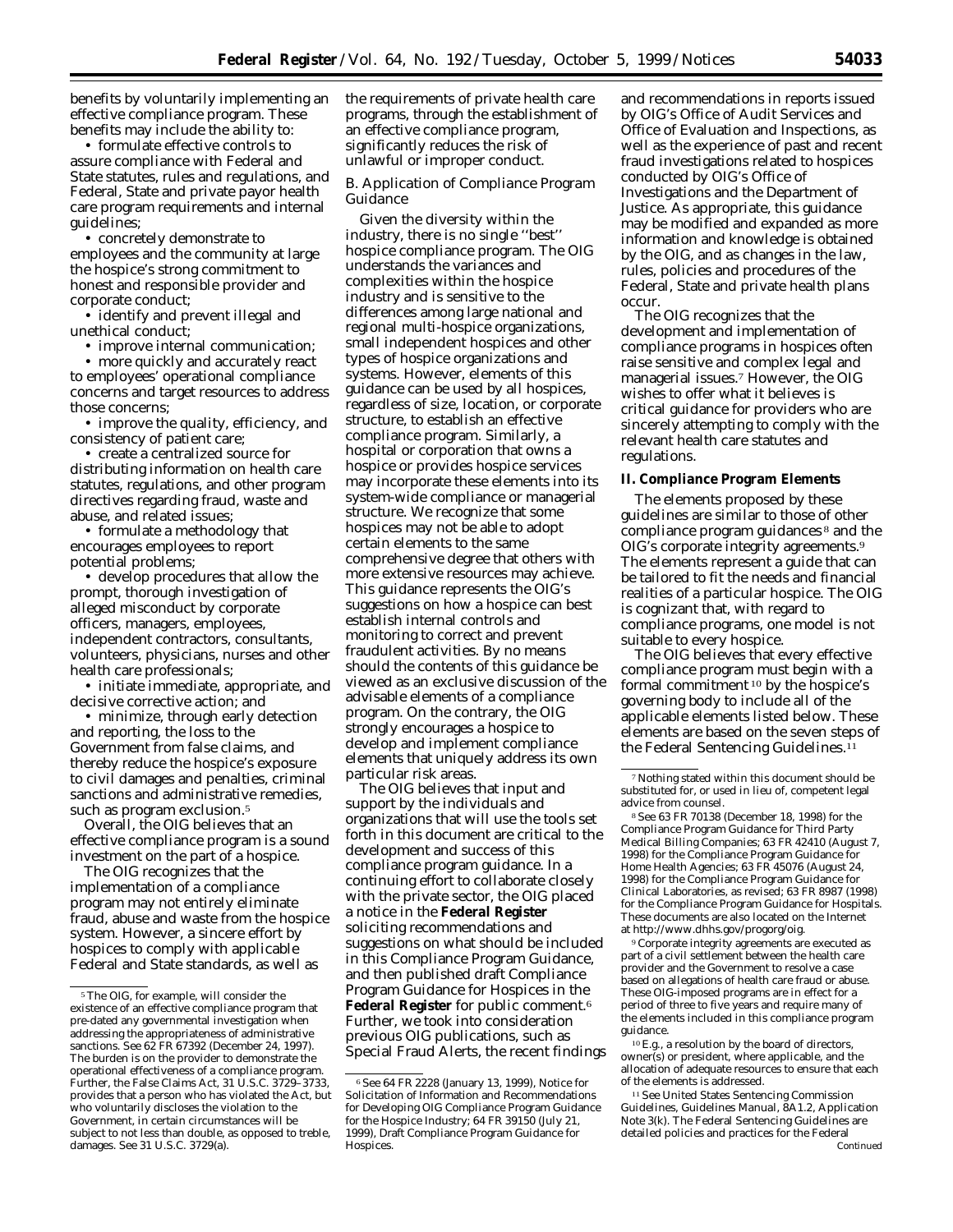benefits by voluntarily implementing an effective compliance program. These benefits may include the ability to:

- formulate effective controls to assure compliance with Federal and State statutes, rules and regulations, and Federal, State and private payor health care program requirements and internal guidelines;
- concretely demonstrate to employees and the community at large the hospice's strong commitment to honest and responsible provider and corporate conduct;
- identify and prevent illegal and unethical conduct;
- improve internal communication;
- more quickly and accurately react to employees' operational compliance concerns and target resources to address those concerns;
- improve the quality, efficiency, and consistency of patient care;
- create a centralized source for distributing information on health care statutes, regulations, and other program directives regarding fraud, waste and abuse, and related issues;
- formulate a methodology that encourages employees to report potential problems;
- develop procedures that allow the prompt, thorough investigation of alleged misconduct by corporate officers, managers, employees, independent contractors, consultants, volunteers, physicians, nurses and other health care professionals;
- initiate immediate, appropriate, and decisive corrective action; and
- minimize, through early detection and reporting, the loss to the Government from false claims, and thereby reduce the hospice's exposure to civil damages and penalties, criminal sanctions and administrative remedies, such as program exclusion.[5]

Overall, the OIG believes that an effective compliance program is a sound investment on the part of a hospice.

The OIG recognizes that the implementation of a compliance program may not entirely eliminate fraud, abuse and waste from the hospice system. However, a sincere effort by hospices to comply with applicable Federal and State standards, as well as the requirements of private health care programs, through the establishment of an effective compliance program, significantly reduces the risk of unlawful or improper conduct.

### *B. Application of Compliance Program Guidance*

Given the diversity within the industry, there is no single "best" hospice compliance program. The OIG understands the variances and complexities within the hospice industry and is sensitive to the differences among large national and regional multi-hospice organizations, small independent hospices and other types of hospice organizations and systems. However, elements of this guidance can be used by all hospices, regardless of size, location, or corporate structure, to establish an effective compliance program. Similarly, a hospital or corporation that owns a hospice or provides hospice services may incorporate these elements into its system-wide compliance or managerial structure. We recognize that some hospices may not be able to adopt certain elements to the same comprehensive degree that others with more extensive resources may achieve. This guidance represents the OIG's suggestions on how a hospice can best establish internal controls and monitoring to correct and prevent fraudulent activities. By no means should the contents of this guidance be viewed as an exclusive discussion of the advisable elements of a compliance program. On the contrary, the OIG strongly encourages a hospice to develop and implement compliance elements that uniquely address its own particular risk areas.

The OIG believes that input and support by the individuals and organizations that will use the tools set forth in this document are critical to the development and success of this compliance program guidance. In a continuing effort to collaborate closely with the private sector, the OIG placed a notice in the **Federal Register** soliciting recommendations and suggestions on what should be included in this Compliance Program Guidance, and then published draft Compliance Program Guidance for Hospices in the **Federal Register** for public comment.[6] Further, we took into consideration previous OIG publications, such as Special Fraud Alerts, the recent findings and recommendations in reports issued by OIG's Office of Audit Services and Office of Evaluation and Inspections, as well as the experience of past and recent fraud investigations related to hospices conducted by OIG's Office of Investigations and the Department of Justice. As appropriate, this guidance may be modified and expanded as more information and knowledge is obtained by the OIG, and as changes in the law, rules, policies and procedures of the Federal, State and private health plans occur.

The OIG recognizes that the development and implementation of compliance programs in hospices often raise sensitive and complex legal and managerial issues.[7] However, the OIG wishes to offer what it believes is critical guidance for providers who are sincerely attempting to comply with the relevant health care statutes and regulations.

## II. Compliance Program Elements

The elements proposed by these guidelines are similar to those of other compliance program guidances[8] and the OIG's corporate integrity agreements.[9] The elements represent a guide that can be tailored to fit the needs and financial realities of a particular hospice. The OIG is cognizant that, with regard to compliance programs, one model is not suitable to every hospice.

The OIG believes that every effective compliance program must begin with a formal commitment[10] by the hospice's governing body to include all of the applicable elements listed below. These elements are based on the seven steps of the Federal Sentencing Guidelines.[11]

---

[5] The OIG, for example, will consider the existence of an effective compliance program that pre-dated any governmental investigation when addressing the appropriateness of administrative sanctions. See 62 FR 67392 (December 24, 1997). The burden is on the provider to demonstrate the operational effectiveness of a compliance program. Further, the False Claims Act, 31 U.S.C. 3729–3733, provides that a person who has violated the Act, but who voluntarily discloses the violation to the Government, in certain circumstances will be subject to not less than double, as opposed to treble, damages. See 31 U.S.C. 3729(a).

[6] See 64 FR 2228 (January 13, 1999), Notice for Solicitation of Information and Recommendations for Developing OIG Compliance Program Guidance for the Hospice Industry; 64 FR 39150 (July 21, 1999), Draft Compliance Program Guidance for Hospices.

[7] Nothing stated within this document should be substituted for, or used in lieu of, competent legal advice from counsel.

[8] See 63 FR 70138 (December 18, 1998) for the Compliance Program Guidance for Third Party Medical Billing Companies; 63 FR 42410 (August 7, 1998) for the Compliance Program Guidance for Home Health Agencies; 63 FR 45076 (August 24, 1998) for the Compliance Program Guidance for Clinical Laboratories, as revised; 63 FR 8987 (1998) for the Compliance Program Guidance for Hospitals. These documents are also located on the Internet at http://www.dhhs.gov/progorg/oig.

[9] Corporate integrity agreements are executed as part of a civil settlement between the health care provider and the Government to resolve a case based on allegations of health care fraud or abuse. These OIG-imposed programs are in effect for a period of three to five years and require many of the elements included in this compliance program guidance.

[10] E.g., a resolution by the board of directors, owner(s) or president, where applicable, and the allocation of adequate resources to ensure that each of the elements is addressed.

[11] See United States Sentencing Commission Guidelines, Guidelines Manual, 8A1.2, Application Note 3(k). The Federal Sentencing Guidelines are detailed policies and practices for the Federal

Continued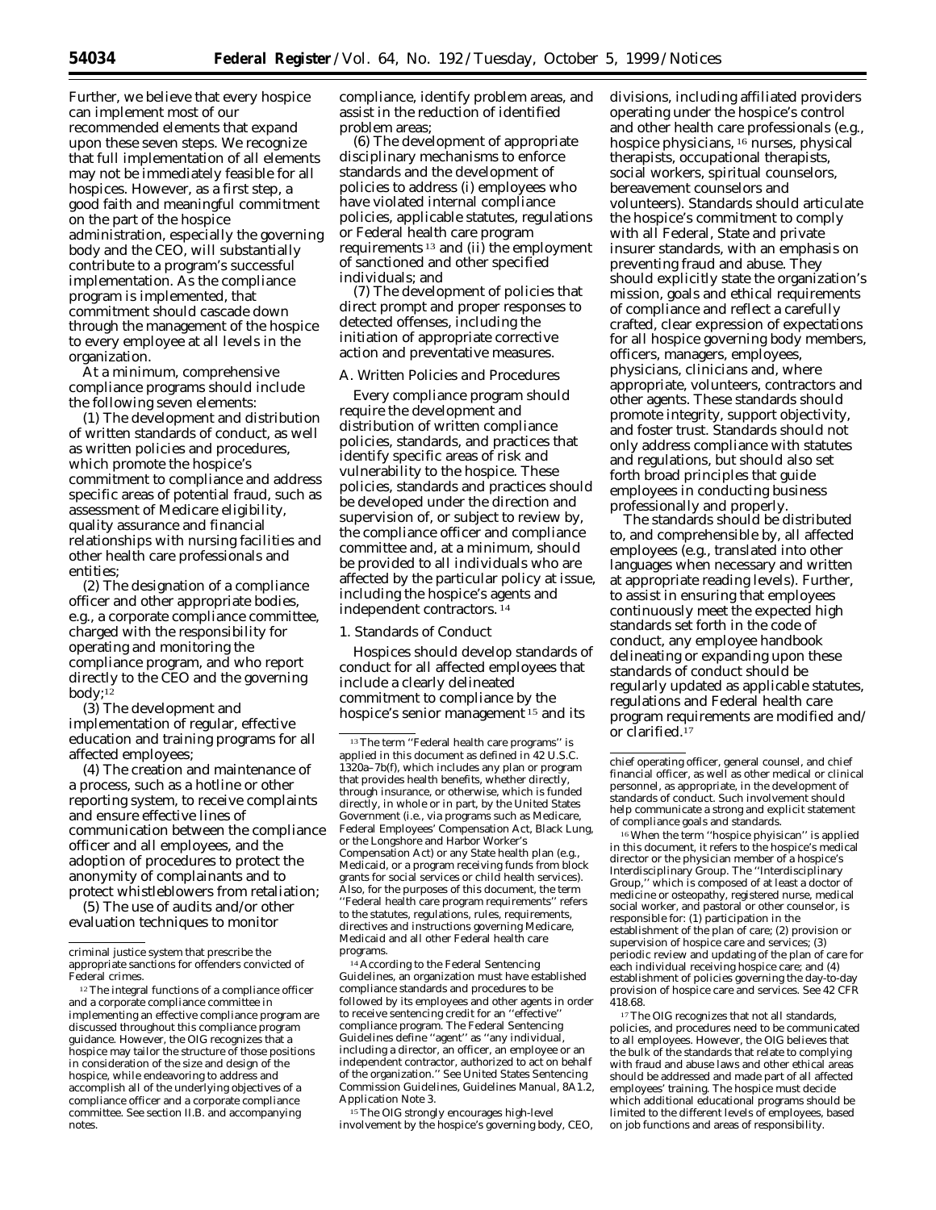Further, we believe that every hospice can implement most of our recommended elements that expand upon these seven steps. We recognize that full implementation of all elements may not be immediately feasible for all hospices. However, as a first step, a good faith and meaningful commitment on the part of the hospice administration, especially the governing body and the CEO, will substantially contribute to a program's successful implementation. As the compliance program is implemented, that commitment should cascade down through the management of the hospice to every employee at all levels in the organization.

At a minimum, comprehensive compliance programs should include the following seven elements:

(1) The development and distribution of written standards of conduct, as well as written policies and procedures, which promote the hospice's commitment to compliance and address specific areas of potential fraud, such as assessment of Medicare eligibility, quality assurance and financial relationships with nursing facilities and other health care professionals and entities;

(2) The designation of a compliance officer and other appropriate bodies, e.g., a corporate compliance committee, charged with the responsibility for operating and monitoring the compliance program, and who report directly to the CEO and the governing body;[12]

(3) The development and implementation of regular, effective education and training programs for all affected employees;

(4) The creation and maintenance of a process, such as a hotline or other reporting system, to receive complaints and ensure effective lines of communication between the compliance officer and all employees, and the adoption of procedures to protect the anonymity of complainants and to protect whistleblowers from retaliation;

(5) The use of audits and/or other evaluation techniques to monitor compliance, identify problem areas, and assist in the reduction of identified problem areas;

(6) The development of appropriate disciplinary mechanisms to enforce standards and the development of policies to address (i) employees who have violated internal compliance policies, applicable statutes, regulations or Federal health care program requirements[13] and (ii) the employment of sanctioned and other specified individuals; and

(7) The development of policies that direct prompt and proper responses to detected offenses, including the initiation of appropriate corrective action and preventative measures.

*A. Written Policies and Procedures*

Every compliance program should require the development and distribution of written compliance policies, standards, and practices that identify specific areas of risk and vulnerability to the hospice. These policies, standards and practices should be developed under the direction and supervision of, or subject to review by, the compliance officer and compliance committee and, at a minimum, should be provided to all individuals who are affected by the particular policy at issue, including the hospice's agents and independent contractors.[14]

1. Standards of Conduct

Hospices should develop standards of conduct for all affected employees that include a clearly delineated commitment to compliance by the hospice's senior management[15] and its divisions, including affiliated providers operating under the hospice's control and other health care professionals (e.g., hospice physicians,[16] nurses, physical therapists, occupational therapists, social workers, spiritual counselors, bereavement counselors and volunteers). Standards should articulate the hospice's commitment to comply with all Federal, State and private insurer standards, with an emphasis on preventing fraud and abuse. They should explicitly state the organization's mission, goals and ethical requirements of compliance and reflect a carefully crafted, clear expression of expectations for all hospice governing body members, officers, managers, employees, physicians, clinicians and, where appropriate, volunteers, contractors and other agents. These standards should promote integrity, support objectivity, and foster trust. Standards should not only address compliance with statutes and regulations, but should also set forth broad principles that guide employees in conducting business professionally and properly.

The standards should be distributed to, and comprehensible by, all affected employees (e.g., translated into other languages when necessary and written at appropriate reading levels). Further, to assist in ensuring that employees continuously meet the expected high standards set forth in the code of conduct, any employee handbook delineating or expanding upon these standards of conduct should be regularly updated as applicable statutes, regulations and Federal health care program requirements are modified and/or clarified.[17]

---

criminal justice system that prescribe the appropriate sanctions for offenders convicted of Federal crimes.

[12] The integral functions of a compliance officer and a corporate compliance committee in implementing an effective compliance program are discussed throughout this compliance program guidance. However, the OIG recognizes that a hospice may tailor the structure of those positions in consideration of the size and design of the hospice, while endeavoring to address and accomplish all of the underlying objectives of a compliance officer and a corporate compliance committee. See section II.B. and accompanying notes.

[13] The term "Federal health care programs" is applied in this document as defined in 42 U.S.C. 1320a–7b(f), which includes any plan or program that provides health benefits, whether directly, through insurance, or otherwise, which is funded directly, in whole or in part, by the United States Government (i.e., via programs such as Medicare, Federal Employees' Compensation Act, Black Lung, or the Longshore and Harbor Worker's Compensation Act) or any State health plan (e.g., Medicaid, or a program receiving funds from block grants for social services or child health services). Also, for the purposes of this document, the term "Federal health care program requirements" refers to the statutes, regulations, rules, requirements, directives and instructions governing Medicare, Medicaid and all other Federal health care programs.

[14] According to the Federal Sentencing Guidelines, an organization must have established compliance standards and procedures to be followed by its employees and other agents in order to receive sentencing credit for an "effective" compliance program. The Federal Sentencing Guidelines define "agent" as "any individual, including a director, an officer, an employee or an independent contractor, authorized to act on behalf of the organization." See United States Sentencing Commission Guidelines, Guidelines Manual, 8A1.2, Application Note 3.

[15] The OIG strongly encourages high-level involvement by the hospice's governing body, CEO, chief operating officer, general counsel, and chief financial officer, as well as other medical or clinical personnel, as appropriate, in the development of standards of conduct. Such involvement should help communicate a strong and explicit statement of compliance goals and standards.

[16] When the term "hospice phyisican" is applied in this document, it refers to the hospice's medical director or the physician member of a hospice's Interdisciplinary Group. The "Interdisciplinary Group," which is composed of at least a doctor of medicine or osteopathy, registered nurse, medical social worker, and pastoral or other counselor, is responsible for: (1) participation in the establishment of the plan of care; (2) provision or supervision of hospice care and services; (3) periodic review and updating of the plan of care for each individual receiving hospice care; and (4) establishment of policies governing the day-to-day provision of hospice care and services. See 42 CFR 418.68.

[17] The OIG recognizes that not all standards, policies, and procedures need to be communicated to all employees. However, the OIG believes that the bulk of the standards that relate to complying with fraud and abuse laws and other ethical areas should be addressed and made part of all affected employees' training. The hospice must decide which additional educational programs should be limited to the different levels of employees, based on job functions and areas of responsibility.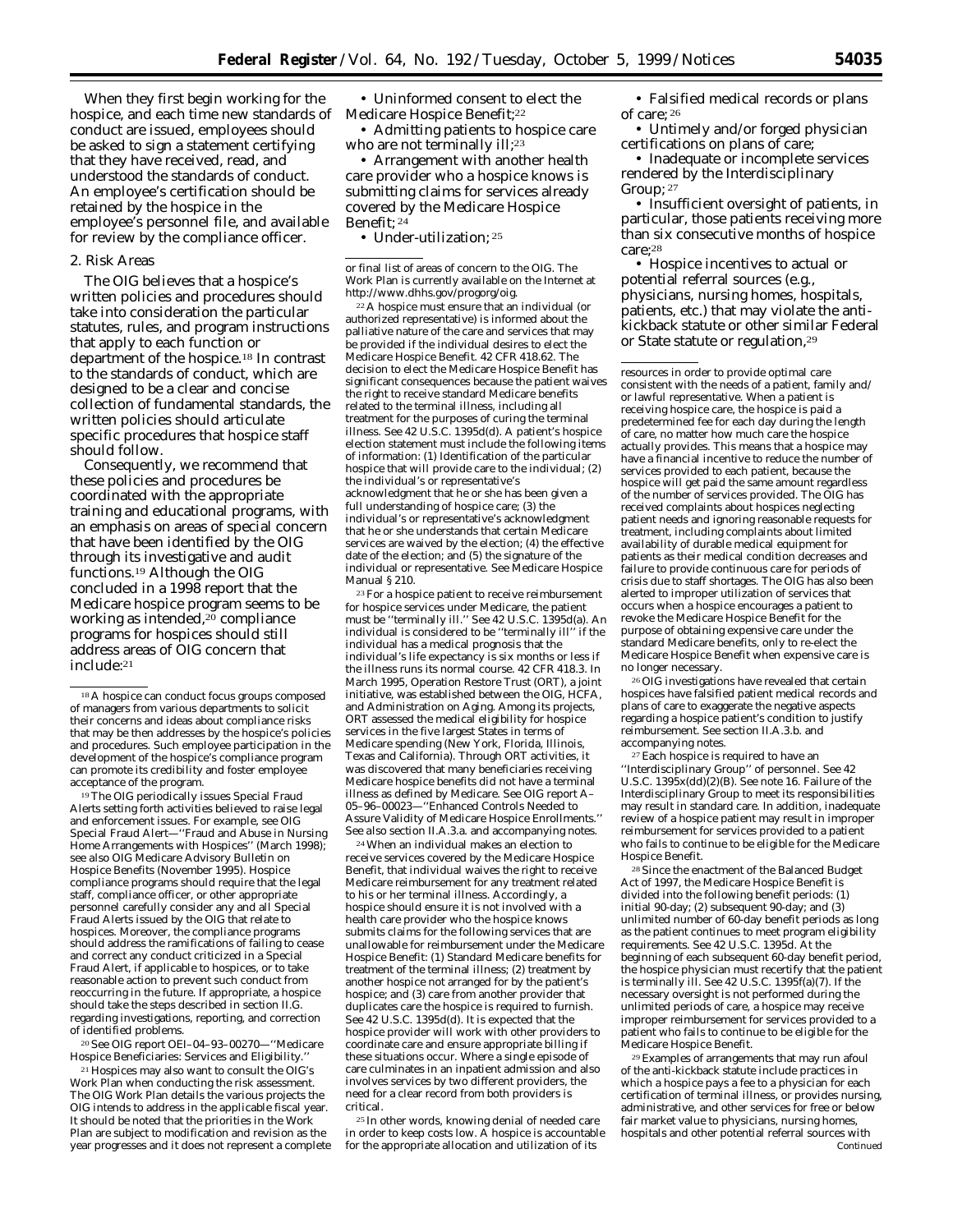When they first begin working for the hospice, and each time new standards of conduct are issued, employees should be asked to sign a statement certifying that they have received, read, and understood the standards of conduct. An employee's certification should be retained by the hospice in the employee's personnel file, and available for review by the compliance officer.

2. Risk Areas

The OIG believes that a hospice's written policies and procedures should take into consideration the particular statutes, rules, and program instructions that apply to each function or department of the hospice.[18] In contrast to the standards of conduct, which are designed to be a clear and concise collection of fundamental standards, the written policies should articulate specific procedures that hospice staff should follow.

Consequently, we recommend that these policies and procedures be coordinated with the appropriate training and educational programs, with an emphasis on areas of special concern that have been identified by the OIG through its investigative and audit functions.[19] Although the OIG concluded in a 1998 report that the Medicare hospice program seems to be working as intended,[20] compliance programs for hospices should still address areas of OIG concern that include:[21]

- Uninformed consent to elect the Medicare Hospice Benefit;[22]
- Admitting patients to hospice care who are not terminally ill;[23]
- Arrangement with another health care provider who a hospice knows is submitting claims for services already covered by the Medicare Hospice Benefit;[24]
- Under-utilization;[25]
- Falsified medical records or plans of care;[26]
- Untimely and/or forged physician certifications on plans of care;
- Inadequate or incomplete services rendered by the Interdisciplinary Group;[27]
- Insufficient oversight of patients, in particular, those patients receiving more than six consecutive months of hospice care;[28]
- Hospice incentives to actual or potential referral sources (e.g., physicians, nursing homes, hospitals, patients, etc.) that may violate the anti-kickback statute or other similar Federal or State statute or regulation,[29]

---

[18] A hospice can conduct focus groups composed of managers from various departments to solicit their concerns and ideas about compliance risks that may be then addresses by the hospice's policies and procedures. Such employee participation in the development of the hospice's compliance program can promote its credibility and foster employee acceptance of the program.

[19] The OIG periodically issues Special Fraud Alerts setting forth activities believed to raise legal and enforcement issues. For example, see OIG Special Fraud Alert—''Fraud and Abuse in Nursing Home Arrangements with Hospices'' (March 1998); see also OIG Medicare Advisory Bulletin on Hospice Benefits (November 1995). Hospice compliance programs should require that the legal staff, compliance officer, or other appropriate personnel carefully consider any and all Special Fraud Alerts issued by the OIG that relate to hospices. Moreover, the compliance programs should address the ramifications of failing to cease and correct any conduct criticized in a Special Fraud Alert, if applicable to hospices, or to take reasonable action to prevent such conduct from reoccurring in the future. If appropriate, a hospice should take the steps described in section II.G. regarding investigations, reporting, and correction of identified problems.

[20] See OIG report OEI–04–93–00270—''Medicare Hospice Beneficiaries: Services and Eligibility.''

[21] Hospices may also want to consult the OIG's Work Plan when conducting the risk assessment. The OIG Work Plan details the various projects the OIG intends to address in the applicable fiscal year. It should be noted that the priorities in the Work Plan are subject to modification and revision as the year progresses and it does not represent a complete or final list of areas of concern to the OIG. The Work Plan is currently available on the Internet at http://www.dhhs.gov/progorg/oig.

[22] A hospice must ensure that an individual (or authorized representative) is informed about the palliative nature of the care and services that may be provided if the individual desires to elect the Medicare Hospice Benefit. 42 CFR 418.62. The decision to elect the Medicare Hospice Benefit has significant consequences because the patient waives the right to receive standard Medicare benefits related to the terminal illness, including all treatment for the purposes of curing the terminal illness. See 42 U.S.C. 1395d(d). A patient's hospice election statement must include the following items of information: (1) Identification of the particular hospice that will provide care to the individual; (2) the individual's or representative's acknowledgment that he or she has been given a full understanding of hospice care; (3) the individual's or representative's acknowledgment that he or she understands that certain Medicare services are waived by the election; (4) the effective date of the election; and (5) the signature of the individual or representative. See Medicare Hospice Manual § 210.

[23] For a hospice patient to receive reimbursement for hospice services under Medicare, the patient must be ''terminally ill.'' See 42 U.S.C. 1395d(a). An individual is considered to be ''terminally ill'' if the individual has a medical prognosis that the individual's life expectancy is six months or less if the illness runs its normal course. 42 CFR 418.3. In March 1995, Operation Restore Trust (ORT), a joint initiative, was established between the OIG, HCFA, and Administration on Aging. Among its projects, ORT assessed the medical eligibility for hospice services in the five largest States in terms of Medicare spending (New York, Florida, Illinois, Texas and California). Through ORT activities, it was discovered that many beneficiaries receiving Medicare hospice benefits did not have a terminal illness as defined by Medicare. See OIG report A–05–96–00023—''Enhanced Controls Needed to Assure Validity of Medicare Hospice Enrollments.'' See also section II.A.3.a. and accompanying notes.

[24] When an individual makes an election to receive services covered by the Medicare Hospice Benefit, that individual waives the right to receive Medicare reimbursement for any treatment related to his or her terminal illness. Accordingly, a hospice should ensure it is not involved with a health care provider who the hospice knows submits claims for the following services that are unallowable for reimbursement under the Medicare Hospice Benefit: (1) Standard Medicare benefits for treatment of the terminal illness; (2) treatment by another hospice not arranged for by the patient's hospice; and (3) care from another provider that duplicates care the hospice is required to furnish. See 42 U.S.C. 1395d(d). It is expected that the hospice provider will work with other providers to coordinate care and ensure appropriate billing if these situations occur. Where a single episode of care culminates in an inpatient admission and also involves services by two different providers, the need for a clear record from both providers is critical.

[25] In other words, knowing denial of needed care in order to keep costs low. A hospice is accountable for the appropriate allocation and utilization of its resources in order to provide optimal care consistent with the needs of a patient, family and/or lawful representative. When a patient is receiving hospice care, the hospice is paid a predetermined fee for each day during the length of care, no matter how much care the hospice actually provides. This means that a hospice may have a financial incentive to reduce the number of services provided to each patient, because the hospice will get paid the same amount regardless of the number of services provided. The OIG has received complaints about hospices neglecting patient needs and ignoring reasonable requests for treatment, including complaints about limited availability of durable medical equipment for patients as their medical condition decreases and failure to provide continuous care for periods of crisis due to staff shortages. The OIG has also been alerted to improper utilization of services that occurs when a hospice encourages a patient to revoke the Medicare Hospice Benefit for the purpose of obtaining expensive care under the standard Medicare benefits, only to re-elect the Medicare Hospice Benefit when expensive care is no longer necessary.

[26] OIG investigations have revealed that certain hospices have falsified patient medical records and plans of care to exaggerate the negative aspects regarding a hospice patient's condition to justify reimbursement. See section II.A.3.b. and accompanying notes.

[27] Each hospice is required to have an ''Interdisciplinary Group'' of personnel. See 42 U.S.C. 1395x(dd)(2)(B). See note 16. Failure of the Interdisciplinary Group to meet its responsibilities may result in standard care. In addition, inadequate review of a hospice patient may result in improper reimbursement for services provided to a patient who fails to continue to be eligible for the Medicare Hospice Benefit.

[28] Since the enactment of the Balanced Budget Act of 1997, the Medicare Hospice Benefit is divided into the following benefit periods: (1) initial 90-day; (2) subsequent 90-day; and (3) unlimited number of 60-day benefit periods as long as the patient continues to meet program eligibility requirements. See 42 U.S.C. 1395d. At the beginning of each subsequent 60-day benefit period, the hospice physician must recertify that the patient is terminally ill. See 42 U.S.C. 1395f(a)(7). If the necessary oversight is not performed during the unlimited periods of care, a hospice may receive improper reimbursement for services provided to a patient who fails to continue to be eligible for the Medicare Hospice Benefit.

[29] Examples of arrangements that may run afoul of the anti-kickback statute include practices in which a hospice pays a fee to a physician for each certification of terminal illness, or provides nursing, administrative, and other services for free or below fair market value to physicians, nursing homes, hospitals and other potential referral sources with

Continued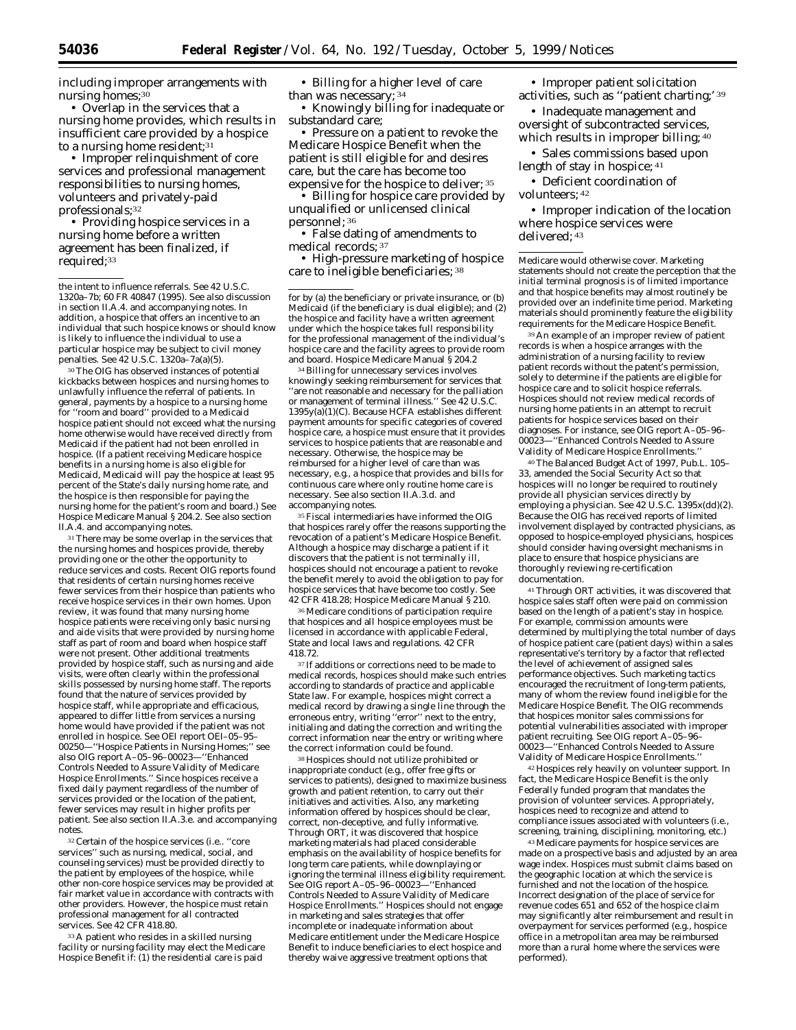including improper arrangements with nursing homes;[30]

• Overlap in the services that a nursing home provides, which results in insufficient care provided by a hospice to a nursing home resident;[31]

• Improper relinquishment of core services and professional management responsibilities to nursing homes, volunteers and privately-paid professionals;[32]

• Providing hospice services in a nursing home before a written agreement has been finalized, if required;[33]

• Billing for a higher level of care than was necessary;[34]

• Knowingly billing for inadequate or substandard care;

• Pressure on a patient to revoke the Medicare Hospice Benefit when the patient is still eligible for and desires care, but the care has become too expensive for the hospice to deliver;[35]

• Billing for hospice care provided by unqualified or unlicensed clinical personnel;[36]

• False dating of amendments to medical records;[37]

• High-pressure marketing of hospice care to ineligible beneficiaries;[38]

• Improper patient solicitation activities, such as ''patient charting;''[39]

• Inadequate management and oversight of subcontracted services, which results in improper billing;[40]

• Sales commissions based upon length of stay in hospice;[41]

• Deficient coordination of volunteers;[42]

• Improper indication of the location where hospice services were delivered;[43]

---

the intent to influence referrals. See 42 U.S.C. 1320a–7b; 60 FR 40847 (1995). See also discussion in section II.A.4. and accompanying notes. In addition, a hospice that offers an incentive to an individual that such hospice knows or should know is likely to influence the individual to use a particular hospice may be subject to civil money penalties. See 42 U.S.C. 1320a–7a(a)(5).

[30] The OIG has observed instances of potential kickbacks between hospices and nursing homes to unlawfully influence the referral of patients. In general, payments by a hospice to a nursing home for ''room and board'' provided to a Medicaid hospice patient should not exceed what the nursing home otherwise would have received directly from Medicaid if the patient had not been enrolled in hospice. (If a patient receiving Medicare hospice benefits in a nursing home is also eligible for Medicaid, Medicaid will pay the hospice at least 95 percent of the State's daily nursing home rate, and the hospice is then responsible for paying the nursing home for the patient's room and board.) See Hospice Medicare Manual § 204.2. See also section II.A.4. and accompanying notes.

[31] There may be some overlap in the services that the nursing homes and hospices provide, thereby providing one or the other the opportunity to reduce services and costs. Recent OIG reports found that residents of certain nursing homes receive fewer services from their hospice than patients who receive hospice services in their own homes. Upon review, it was found that many nursing home hospice patients were receiving only basic nursing and aide visits that were provided by nursing home staff as part of room and board when hospice staff were not present. Other additional treatments provided by hospice staff, such as nursing and aide visits, were often clearly within the professional skills possessed by nursing home staff. The reports found that the nature of services provided by hospice staff, while appropriate and efficacious, appeared to differ little from services a nursing home would have provided if the patient was not enrolled in hospice. See OEI report OEI–05–95–00250—''Hospice Patients in Nursing Homes;'' see also OIG report A–05–96–00023—''Enhanced Controls Needed to Assure Validity of Medicare Hospice Enrollments.'' Since hospices receive a fixed daily payment regardless of the number of services provided or the location of the patient, fewer services may result in higher profits per patient. See also section II.A.3.e. and accompanying notes.

[32] Certain of the hospice services (i.e.. ''core services'' such as nursing, medical, social, and counseling services) must be provided directly to the patient by employees of the hospice, while other non-core hospice services may be provided at fair market value in accordance with contracts with other providers. However, the hospice must retain professional management for all contracted services. See 42 CFR 418.80.

[33] A patient who resides in a skilled nursing facility or nursing facility may elect the Medicare Hospice Benefit if: (1) the residential care is paid for by (a) the beneficiary or private insurance, or (b) Medicaid (if the beneficiary is dual eligible); and (2) the hospice and facility have a written agreement under which the hospice takes full responsibility for the professional management of the individual's hospice care and the facility agrees to provide room and board. Hospice Medicare Manual § 204.2

[34] Billing for unnecessary services involves knowingly seeking reimbursement for services that ''are not reasonable and necessary for the palliation or management of terminal illness.'' See 42 U.S.C. 1395y(a)(1)(C). Because HCFA establishes different payment amounts for specific categories of covered hospice care, a hospice must ensure that it provides services to hospice patients that are reasonable and necessary. Otherwise, the hospice may be reimbursed for a higher level of care than was necessary, e.g., a hospice that provides and bills for continuous care where only routine home care is necessary. See also section II.A.3.d. and accompanying notes.

[35] Fiscal intermediaries have informed the OIG that hospices rarely offer the reasons supporting the revocation of a patient's Medicare Hospice Benefit. Although a hospice may discharge a patient if it discovers that the patient is not terminally ill, hospices should not encourage a patient to revoke the benefit merely to avoid the obligation to pay for hospice services that have become too costly. See 42 CFR 418.28; Hospice Medicare Manual § 210.

[36] Medicare conditions of participation require that hospices and all hospice employees must be licensed in accordance with applicable Federal, State and local laws and regulations. 42 CFR 418.72.

[37] If additions or corrections need to be made to medical records, hospices should make such entries according to standards of practice and applicable State law. For example, hospices might correct a medical record by drawing a single line through the erroneous entry, writing ''error'' next to the entry, initialing and dating the correction and writing the correct information near the entry or writing where the correct information could be found.

[38] Hospices should not utilize prohibited or inappropriate conduct (e.g., offer free gifts or services to patients), designed to maximize business growth and patient retention, to carry out their initiatives and activities. Also, any marketing information offered by hospices should be clear, correct, non-deceptive, and fully informative. Through ORT, it was discovered that hospice marketing materials had placed considerable emphasis on the availability of hospice benefits for long term care patients, while downplaying or ignoring the terminal illness eligibility requirement. See OIG report A–05–96–00023—''Enhanced Controls Needed to Assure Validity of Medicare Hospice Enrollments.'' Hospices should not engage in marketing and sales strategies that offer incomplete or inadequate information about Medicare entitlement under the Medicare Hospice Benefit to induce beneficiaries to elect hospice and thereby waive aggressive treatment options that Medicare would otherwise cover. Marketing statements should not create the perception that the initial terminal prognosis is of limited importance and that hospice benefits may almost routinely be provided over an indefinite time period. Marketing materials should prominently feature the eligibility requirements for the Medicare Hospice Benefit.

[39] An example of an improper review of patient records is when a hospice arranges with the administration of a nursing facility to review patient records without the patient's permission, solely to determine if the patients are eligible for hospice care and to solicit hospice referrals. Hospices should not review medical records of nursing home patients in an attempt to recruit patients for hospice services based on their diagnoses. For instance, see OIG report A–05–96–00023—''Enhanced Controls Needed to Assure Validity of Medicare Hospice Enrollments.''

[40] The Balanced Budget Act of 1997, Pub.L. 105–33, amended the Social Security Act so that hospices will no longer be required to routinely provide all physician services directly by employing a physician. See 42 U.S.C. 1395x(dd)(2). Because the OIG has received reports of limited involvement displayed by contracted physicians, as opposed to hospice-employed physicians, hospices should consider having oversight mechanisms in place to ensure that hospice physicians are thoroughly reviewing re-certification documentation.

[41] Through ORT activities, it was discovered that hospice sales staff often were paid on commission based on the length of a patient's stay in hospice. For example, commission amounts were determined by multiplying the total number of days of hospice patient care (patient days) within a sales representative's territory by a factor that reflected the level of achievement of assigned sales performance objectives. Such marketing tactics encouraged the recruitment of long-term patients, many of whom the review found ineligible for the Medicare Hospice Benefit. The OIG recommends that hospices monitor sales commissions for potential vulnerabilities associated with improper patient recruiting. See OIG report A–05–96–00023—''Enhanced Controls Needed to Assure Validity of Medicare Hospice Enrollments.''

[42] Hospices rely heavily on volunteer support. In fact, the Medicare Hospice Benefit is the only Federally funded program that mandates the provision of volunteer services. Appropriately, hospices need to recognize and attend to compliance issues associated with volunteers (i.e., screening, training, disciplining, monitoring, etc.)

[43] Medicare payments for hospice services are made on a prospective basis and adjusted by an area wage index. Hospices must submit claims based on the geographic location at which the service is furnished and not the location of the hospice. Incorrect designation of the place of service for revenue codes 651 and 652 of the hospice claim may significantly alter reimbursement and result in overpayment for services performed (e.g., hospice office in a metropolitan area may be reimbursed more than a rural home where the services were performed).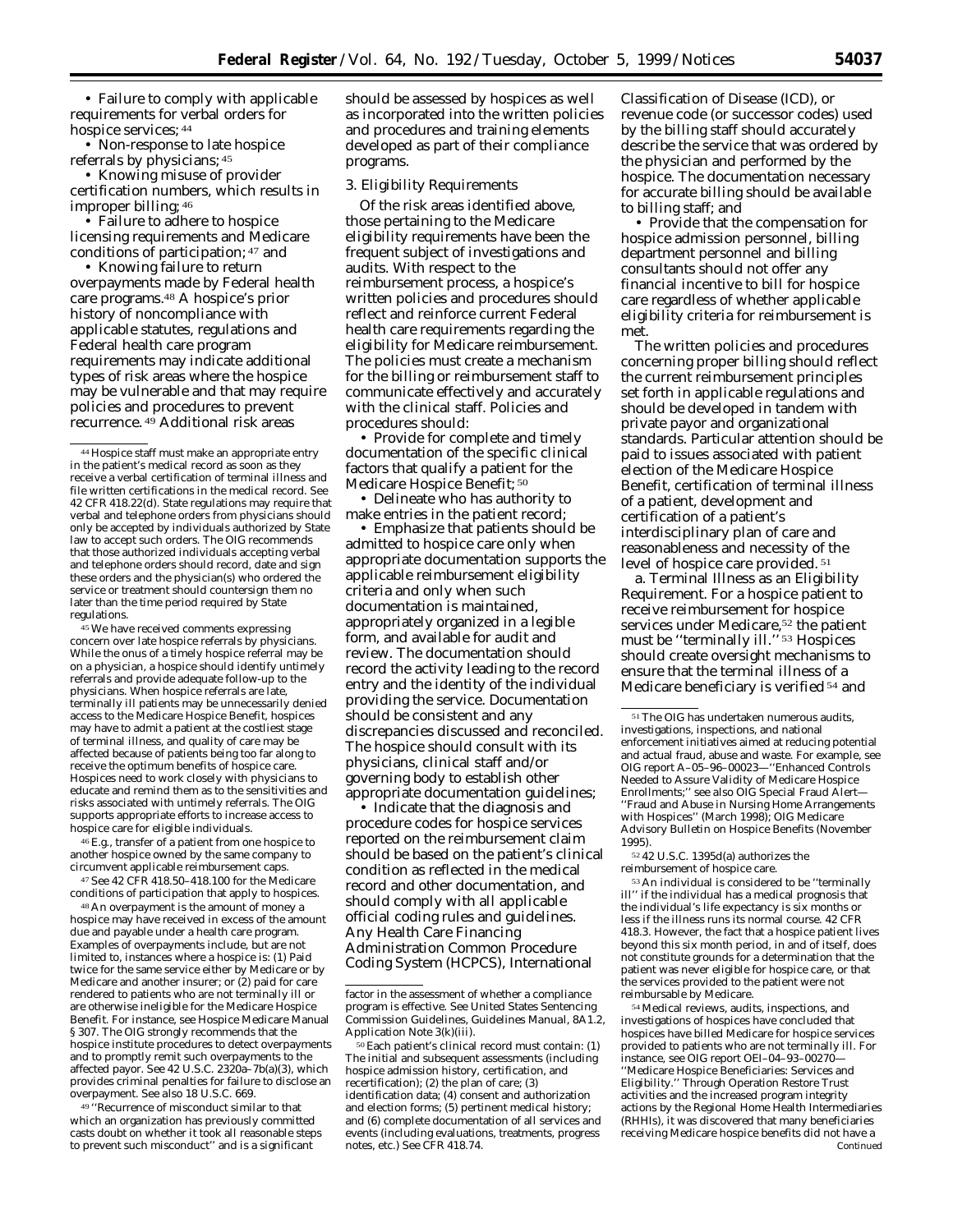• Failure to comply with applicable requirements for verbal orders for hospice services; [44]

• Non-response to late hospice referrals by physicians; [45]

• Knowing misuse of provider certification numbers, which results in improper billing; [46]

• Failure to adhere to hospice licensing requirements and Medicare conditions of participation; [47] and

• Knowing failure to return overpayments made by Federal health care programs.[48] A hospice's prior history of noncompliance with applicable statutes, regulations and Federal health care program requirements may indicate additional types of risk areas where the hospice may be vulnerable and that may require policies and procedures to prevent recurrence. [49] Additional risk areas should be assessed by hospices as well as incorporated into the written policies and procedures and training elements developed as part of their compliance programs.

*3. Eligibility Requirements*

Of the risk areas identified above, those pertaining to the Medicare eligibility requirements have been the frequent subject of investigations and audits. With respect to the reimbursement process, a hospice's written policies and procedures should reflect and reinforce current Federal health care requirements regarding the eligibility for Medicare reimbursement. The policies must create a mechanism for the billing or reimbursement staff to communicate effectively and accurately with the clinical staff. Policies and procedures should:

• Provide for complete and timely documentation of the specific clinical factors that qualify a patient for the Medicare Hospice Benefit; [50]

• Delineate who has authority to make entries in the patient record;

• Emphasize that patients should be admitted to hospice care only when appropriate documentation supports the applicable reimbursement eligibility criteria and only when such documentation is maintained, appropriately organized in a legible form, and available for audit and review. The documentation should record the activity leading to the record entry and the identity of the individual providing the service. Documentation should be consistent and any discrepancies discussed and reconciled. The hospice should consult with its physicians, clinical staff and/or governing body to establish other appropriate documentation guidelines;

• Indicate that the diagnosis and procedure codes for hospice services reported on the reimbursement claim should be based on the patient's clinical condition as reflected in the medical record and other documentation, and should comply with all applicable official coding rules and guidelines. Any Health Care Financing Administration Common Procedure Coding System (HCPCS), International Classification of Disease (ICD), or revenue code (or successor codes) used by the billing staff should accurately describe the service that was ordered by the physician and performed by the hospice. The documentation necessary for accurate billing should be available to billing staff; and

• Provide that the compensation for hospice admission personnel, billing department personnel and billing consultants should not offer any financial incentive to bill for hospice care regardless of whether applicable eligibility criteria for reimbursement is met.

The written policies and procedures concerning proper billing should reflect the current reimbursement principles set forth in applicable regulations and should be developed in tandem with private payor and organizational standards. Particular attention should be paid to issues associated with patient election of the Medicare Hospice Benefit, certification of terminal illness of a patient, development and certification of a patient's interdisciplinary plan of care and reasonableness and necessity of the level of hospice care provided. [51]

a. *Terminal Illness as an Eligibility Requirement.* For a hospice patient to receive reimbursement for hospice services under Medicare,[52] the patient must be ''terminally ill.'' [53] Hospices should create oversight mechanisms to ensure that the terminal illness of a Medicare beneficiary is verified [54] and

---

[44] Hospice staff must make an appropriate entry in the patient's medical record as soon as they receive a verbal certification of terminal illness and file written certifications in the medical record. See 42 CFR 418.22(d). State regulations may require that verbal and telephone orders from physicians should only be accepted by individuals authorized by State law to accept such orders. The OIG recommends that those authorized individuals accepting verbal and telephone orders should record, date and sign these orders and the physician(s) who ordered the service or treatment should countersign them no later than the time period required by State regulations.

[45] We have received comments expressing concern over late hospice referrals by physicians. While the onus of a timely hospice referral may be on a physician, a hospice should identify untimely referrals and provide adequate follow-up to the physicians. When hospice referrals are late, terminally ill patients may be unnecessarily denied access to the Medicare Hospice Benefit, hospices may have to admit a patient at the costliest stage of terminal illness, and quality of care may be affected because of patients being too far along to receive the optimum benefits of hospice care. Hospices need to work closely with physicians to educate and remind them as to the sensitivities and risks associated with untimely referrals. The OIG supports appropriate efforts to increase access to hospice care for eligible individuals.

[46] E.g., transfer of a patient from one hospice to another hospice owned by the same company to circumvent applicable reimbursement caps.

[47] See 42 CFR 418.50–418.100 for the Medicare conditions of participation that apply to hospices.

[48] An overpayment is the amount of money a hospice may have received in excess of the amount due and payable under a health care program. Examples of overpayments include, but are not limited to, instances where a hospice is: (1) Paid twice for the same service either by Medicare or by Medicare and another insurer; or (2) paid for care rendered to patients who are not terminally ill or are otherwise ineligible for the Medicare Hospice Benefit. For instance, see Hospice Medicare Manual § 307. The OIG strongly recommends that the hospice institute procedures to detect overpayments and to promptly remit such overpayments to the affected payor. See 42 U.S.C. 2320a–7b(a)(3), which provides criminal penalties for failure to disclose an overpayment. See also 18 U.S.C. 669.

[49] ''Recurrence of misconduct similar to that which an organization has previously committed casts doubt on whether it took all reasonable steps to prevent such misconduct'' and is a significant factor in the assessment of whether a compliance program is effective. See United States Sentencing Commission Guidelines, Guidelines Manual, 8A1.2, Application Note 3(k)(iii).

[50] Each patient's clinical record must contain: (1) The initial and subsequent assessments (including hospice admission history, certification, and recertification); (2) the plan of care; (3) identification data; (4) consent and authorization and election forms; (5) pertinent medical history; and (6) complete documentation of all services and events (including evaluations, treatments, progress notes, etc.) See CFR 418.74.

[51] The OIG has undertaken numerous audits, investigations, inspections, and national enforcement initiatives aimed at reducing potential and actual fraud, abuse and waste. For example, see OIG report A–05–96–00023—''Enhanced Controls Needed to Assure Validity of Medicare Hospice Enrollments;'' see also OIG Special Fraud Alert—''Fraud and Abuse in Nursing Home Arrangements with Hospices'' (March 1998); OIG Medicare Advisory Bulletin on Hospice Benefits (November 1995).

[52] 42 U.S.C. 1395d(a) authorizes the reimbursement of hospice care.

[53] An individual is considered to be ''terminally ill'' if the individual has a medical prognosis that the individual's life expectancy is six months or less if the illness runs its normal course. 42 CFR 418.3. However, the fact that a hospice patient lives beyond this six month period, in and of itself, does not constitute grounds for a determination that the patient was never eligible for hospice care, or that the services provided to the patient were not reimbursable by Medicare.

[54] Medical reviews, audits, inspections, and investigations of hospices have concluded that hospices have billed Medicare for hospice services provided to patients who are not terminally ill. For instance, see OIG report OEI–04–93–00270—''Medicare Hospice Beneficiaries: Services and Eligibility.'' Through Operation Restore Trust activities and the increased program integrity actions by the Regional Home Health Intermediaries (RHHIs), it was discovered that many beneficiaries receiving Medicare hospice benefits did not have a
Continued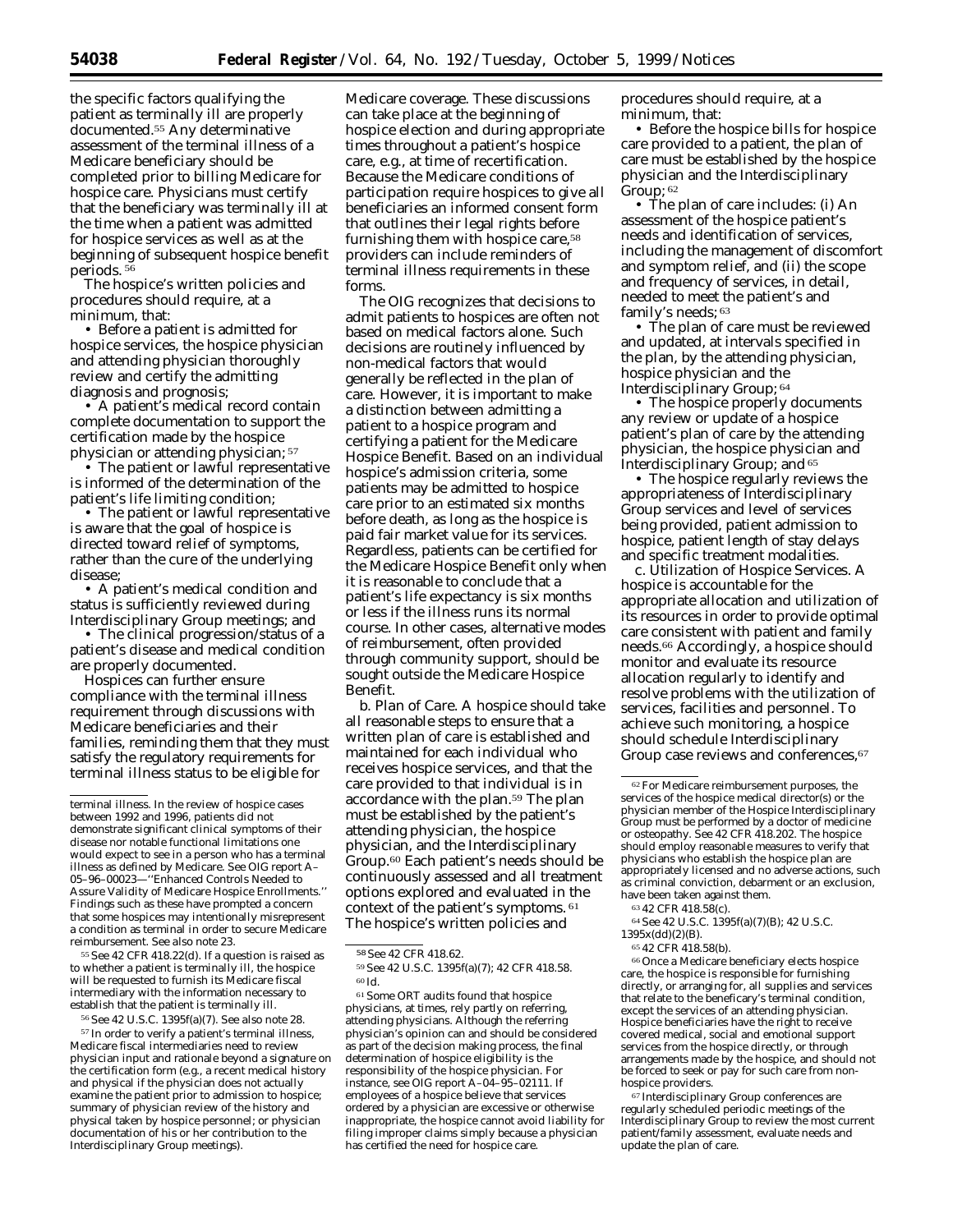the specific factors qualifying the patient as terminally ill are properly documented.[55] Any determinative assessment of the terminal illness of a Medicare beneficiary should be completed prior to billing Medicare for hospice care. Physicians must certify that the beneficiary was terminally ill at the time when a patient was admitted for hospice services as well as at the beginning of subsequent hospice benefit periods.[56]

The hospice's written policies and procedures should require, at a minimum, that:

- Before a patient is admitted for hospice services, the hospice physician and attending physician thoroughly review and certify the admitting diagnosis and prognosis;
- A patient's medical record contain complete documentation to support the certification made by the hospice physician or attending physician;[57]
- The patient or lawful representative is informed of the determination of the patient's life limiting condition;
- The patient or lawful representative is aware that the goal of hospice is directed toward relief of symptoms, rather than the cure of the underlying disease;
- A patient's medical condition and status is sufficiently reviewed during Interdisciplinary Group meetings; and
- The clinical progression/status of a patient's disease and medical condition are properly documented.

Hospices can further ensure compliance with the terminal illness requirement through discussions with Medicare beneficiaries and their families, reminding them that they must satisfy the regulatory requirements for terminal illness status to be eligible for Medicare coverage. These discussions can take place at the beginning of hospice election and during appropriate times throughout a patient's hospice care, e.g., at time of recertification. Because the Medicare conditions of participation require hospices to give all beneficiaries an informed consent form that outlines their legal rights before furnishing them with hospice care,[58] providers can include reminders of terminal illness requirements in these forms.

The OIG recognizes that decisions to admit patients to hospices are often not based on medical factors alone. Such decisions are routinely influenced by non-medical factors that would generally be reflected in the plan of care. However, it is important to make a distinction between admitting a patient to a hospice program and certifying a patient for the Medicare Hospice Benefit. Based on an individual hospice's admission criteria, some patients may be admitted to hospice care prior to an estimated six months before death, as long as the hospice is paid fair market value for its services. Regardless, patients can be certified for the Medicare Hospice Benefit only when it is reasonable to conclude that a patient's life expectancy is six months or less if the illness runs its normal course. In other cases, alternative modes of reimbursement, often provided through community support, should be sought outside the Medicare Hospice Benefit.

*b. Plan of Care.* A hospice should take all reasonable steps to ensure that a written plan of care is established and maintained for each individual who receives hospice services, and that the care provided to that individual is in accordance with the plan.[59] The plan must be established by the patient's attending physician, the hospice physician, and the Interdisciplinary Group.[60] Each patient's needs should be continuously assessed and all treatment options explored and evaluated in the context of the patient's symptoms.[61] The hospice's written policies and procedures should require, at a minimum, that:

- Before the hospice bills for hospice care provided to a patient, the plan of care must be established by the hospice physician and the Interdisciplinary Group;[62]
- The plan of care includes: (i) An assessment of the hospice patient's needs and identification of services, including the management of discomfort and symptom relief, and (ii) the scope and frequency of services, in detail, needed to meet the patient's and family's needs;[63]
- The plan of care must be reviewed and updated, at intervals specified in the plan, by the attending physician, hospice physician and the Interdisciplinary Group;[64]
- The hospice properly documents any review or update of a hospice patient's plan of care by the attending physician, the hospice physician and Interdisciplinary Group; and[65]
- The hospice regularly reviews the appropriateness of Interdisciplinary Group services and level of services being provided, patient admission to hospice, patient length of stay delays and specific treatment modalities.

*c. Utilization of Hospice Services.* A hospice is accountable for the appropriate allocation and utilization of its resources in order to provide optimal care consistent with patient and family needs.[66] Accordingly, a hospice should monitor and evaluate its resource allocation regularly to identify and resolve problems with the utilization of services, facilities and personnel. To achieve such monitoring, a hospice should schedule Interdisciplinary Group case reviews and conferences,[67]

---

terminal illness. In the review of hospice cases between 1992 and 1996, patients did not demonstrate significant clinical symptoms of their disease nor notable functional limitations one would expect to see in a person who has a terminal illness as defined by Medicare. See OIG report A–05–96–00023—''Enhanced Controls Needed to Assure Validity of Medicare Hospice Enrollments.'' Findings such as these have prompted a concern that some hospices may intentionally misrepresent a condition as terminal in order to secure Medicare reimbursement. See also note 23.

[55] See 42 CFR 418.22(d). If a question is raised as to whether a patient is terminally ill, the hospice will be requested to furnish its Medicare fiscal intermediary with the information necessary to establish that the patient is terminally ill.

[56] See 42 U.S.C. 1395f(a)(7). See also note 28.

[57] In order to verify a patient's terminal illness, Medicare fiscal intermediaries need to review physician input and rationale beyond a signature on the certification form (e.g., a recent medical history and physical if the physician does not actually examine the patient prior to admission to hospice; summary of physician review of the history and physical taken by hospice personnel; or physician documentation of his or her contribution to the Interdisciplinary Group meetings).

[58] See 42 CFR 418.62.

[59] See 42 U.S.C. 1395f(a)(7); 42 CFR 418.58.

[60] Id.

[61] Some ORT audits found that hospice physicians, at times, rely partly on referring, attending physicians. Although the referring physician's opinion can and should be considered as part of the decision making process, the final determination of hospice eligibility is the responsibility of the hospice physician. For instance, see OIG report A–04–95–02111. If employees of a hospice believe that services ordered by a physician are excessive or otherwise inappropriate, the hospice cannot avoid liability for filing improper claims simply because a physician has certified the need for hospice care.

[62] For Medicare reimbursement purposes, the services of the hospice medical director(s) or the physician member of the Hospice Interdisciplinary Group must be performed by a doctor of medicine or osteopathy. See 42 CFR 418.202. The hospice should employ reasonable measures to verify that physicians who establish the hospice plan are appropriately licensed and no adverse actions, such as criminal conviction, debarment or an exclusion, have been taken against them.

[63] 42 CFR 418.58(c).

[64] See 42 U.S.C. 1395f(a)(7)(B); 42 U.S.C. 1395x(dd)(2)(B).

[65] 42 CFR 418.58(b).

[66] Once a Medicare beneficiary elects hospice care, the hospice is responsible for furnishing directly, or arranging for, all supplies and services that relate to the beneficary's terminal condition, except the services of an attending physician. Hospice beneficiaries have the right to receive covered medical, social and emotional support services from the hospice directly, or through arrangements made by the hospice, and should not be forced to seek or pay for such care from non-hospice providers.

[67] Interdisciplinary Group conferences are regularly scheduled periodic meetings of the Interdisciplinary Group to review the most current patient/family assessment, evaluate needs and update the plan of care.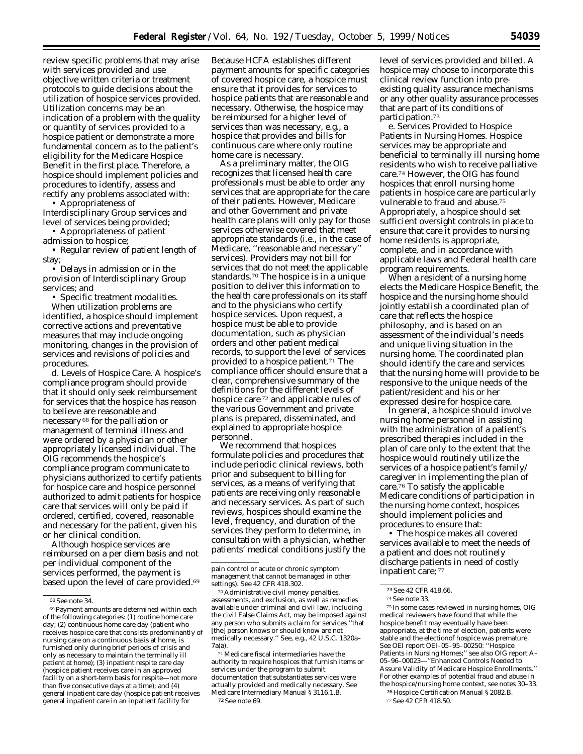review specific problems that may arise with services provided and use objective written criteria or treatment protocols to guide decisions about the utilization of hospice services provided. Utilization concerns may be an indication of a problem with the quality or quantity of services provided to a hospice patient or demonstrate a more fundamental concern as to the patient's eligibility for the Medicare Hospice Benefit in the first place. Therefore, a hospice should implement policies and procedures to identify, assess and rectify any problems associated with:

- Appropriateness of Interdisciplinary Group services and level of services being provided;
- Appropriateness of patient admission to hospice;
- Regular review of patient length of stay;
- Delays in admission or in the provision of Interdisciplinary Group services; and
- Specific treatment modalities.

When utilization problems are identified, a hospice should implement corrective actions and preventative measures that may include ongoing monitoring, changes in the provision of services and revisions of policies and procedures.

d. *Levels of Hospice Care.* A hospice's compliance program should provide that it should only seek reimbursement for services that the hospice has reason to believe are reasonable and necessary [68] for the palliation or management of terminal illness and were ordered by a physician or other appropriately licensed individual. The OIG recommends the hospice's compliance program communicate to physicians authorized to certify patients for hospice care and hospice personnel authorized to admit patients for hospice care that services will only be paid if ordered, certified, covered, reasonable and necessary for the patient, given his or her clinical condition.

Although hospice services are reimbursed on a per diem basis and not per individual component of the services performed, the payment is based upon the level of care provided.[69] Because HCFA establishes different payment amounts for specific categories of covered hospice care, a hospice must ensure that it provides for services to hospice patients that are reasonable and necessary. Otherwise, the hospice may be reimbursed for a higher level of services than was necessary, e.g., a hospice that provides and bills for continuous care where only routine home care is necessary.

As a preliminary matter, the OIG recognizes that licensed health care professionals must be able to order any services that are appropriate for the care of their patients. However, Medicare and other Government and private health care plans will only pay for those services otherwise covered that meet appropriate standards (i.e., in the case of Medicare, "reasonable and necessary" services). Providers may not bill for services that do not meet the applicable standards.[70] The hospice is in a unique position to deliver this information to the health care professionals on its staff and to the physicians who certify hospice services. Upon request, a hospice must be able to provide documentation, such as physician orders and other patient medical records, to support the level of services provided to a hospice patient.[71] The compliance officer should ensure that a clear, comprehensive summary of the definitions for the different levels of hospice care [72] and applicable rules of the various Government and private plans is prepared, disseminated, and explained to appropriate hospice personnel.

We recommend that hospices formulate policies and procedures that include periodic clinical reviews, both prior and subsequent to billing for services, as a means of verifying that patients are receiving only reasonable and necessary services. As part of such reviews, hospices should examine the level, frequency, and duration of the services they perform to determine, in consultation with a physician, whether patients' medical conditions justify the level of services provided and billed. A hospice may choose to incorporate this clinical review function into pre-existing quality assurance mechanisms or any other quality assurance processes that are part of its conditions of participation.[73]

e. *Services Provided to Hospice Patients in Nursing Homes.* Hospice services may be appropriate and beneficial to terminally ill nursing home residents who wish to receive palliative care.[74] However, the OIG has found hospices that enroll nursing home patients in hospice care are particularly vulnerable to fraud and abuse.[75] Appropriately, a hospice should set sufficient oversight controls in place to ensure that care it provides to nursing home residents is appropriate, complete, and in accordance with applicable laws and Federal health care program requirements.

When a resident of a nursing home elects the Medicare Hospice Benefit, the hospice and the nursing home should jointly establish a coordinated plan of care that reflects the hospice philosophy, and is based on an assessment of the individual's needs and unique living situation in the nursing home. The coordinated plan should identify the care and services that the nursing home will provide to be responsive to the unique needs of the patient/resident and his or her expressed desire for hospice care.

In general, a hospice should involve nursing home personnel in assisting with the administration of a patient's prescribed therapies included in the plan of care only to the extent that the hospice would routinely utilize the services of a hospice patient's family/caregiver in implementing the plan of care.[76] To satisfy the applicable Medicare conditions of participation in the nursing home context, hospices should implement policies and procedures to ensure that:

- The hospice makes all covered services available to meet the needs of a patient and does not routinely discharge patients in need of costly inpatient care;[77]

---

[68] See note 34.

[69] Payment amounts are determined within each of the following categories: (1) routine home care day; (2) continuous home care day (patient who receives hospice care that consists predominantly of nursing care on a continuous basis at home, is furnished only during brief periods of crisis and only as necessary to maintain the terminally ill patient at home); (3) inpatient respite care day (hospice patient receives care in an approved facility on a short-term basis for respite—not more than five consecutive days at a time); and (4) general inpatient care day (hospice patient receives general inpatient care in an inpatient facility for pain control or acute or chronic symptom management that cannot be managed in other settings). See 42 CFR 418.302.

[70] Administrative civil money penalties, assessments, and exclusion, as well as remedies available under criminal and civil law, including the civil False Claims Act, may be imposed against any person who submits a claim for services "that [the] person knows or should know are not medically necessary." See, e.g., 42 U.S.C. 1320a–7a(a).

[71] Medicare fiscal intermediaries have the authority to require hospices that furnish items or services under the program to submit documentation that substantiates services were actually provided and medically necessary. See Medicare Intermediary Manual § 3116.1.B.

[72] See note 69.

[73] See 42 CFR 418.66.

[74] See note 33.

[75] In some cases reviewed in nursing homes, OIG medical reviewers have found that while the hospice benefit may eventually have been appropriate, at the time of election, patients were stable and the electionof hospice was premature. See OEI report OEI–05–95–00250: "Hospice Patients in Nursing Homes;" see also OIG report A–05–96–00023—"Enhanced Controls Needed to Assure Validity of Medicare Hospice Enrollments." For other examples of potential fraud and abuse in the hospice/nursing home context, see notes 30–33.

[76] Hospice Certification Manual § 2082.B.

[77] See 42 CFR 418.50.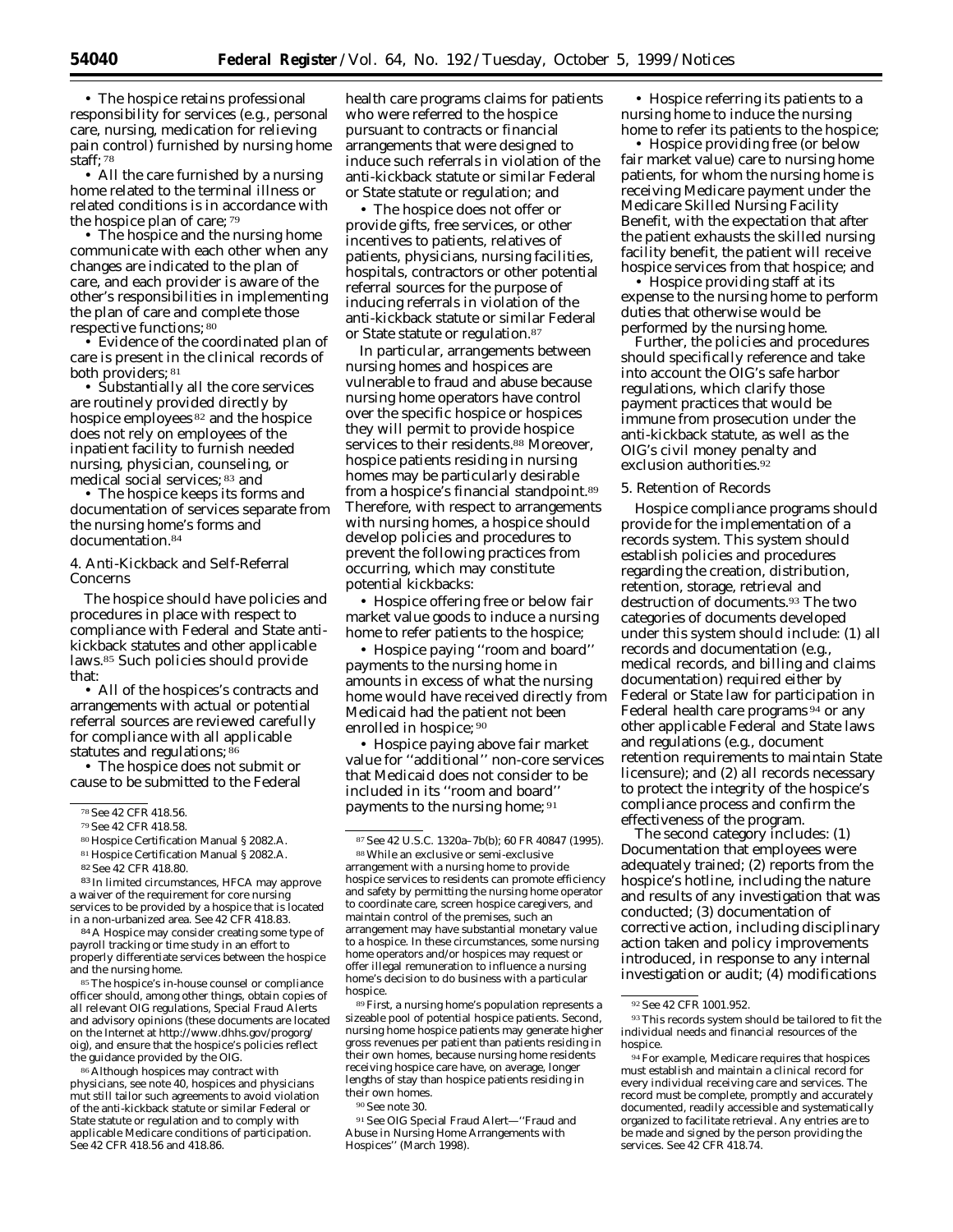• The hospice retains professional responsibility for services (e.g., personal care, nursing, medication for relieving pain control) furnished by nursing home staff;[78]

• All the care furnished by a nursing home related to the terminal illness or related conditions is in accordance with the hospice plan of care;[79]

• The hospice and the nursing home communicate with each other when any changes are indicated to the plan of care, and each provider is aware of the other's responsibilities in implementing the plan of care and complete those respective functions;[80]

• Evidence of the coordinated plan of care is present in the clinical records of both providers;[81]

• Substantially all the core services are routinely provided directly by hospice employees[82] and the hospice does not rely on employees of the inpatient facility to furnish needed nursing, physician, counseling, or medical social services;[83] and

• The hospice keeps its forms and documentation of services separate from the nursing home's forms and documentation.[84]

### 4. Anti-Kickback and Self-Referral Concerns

The hospice should have policies and procedures in place with respect to compliance with Federal and State anti-kickback statutes and other applicable laws.[85] Such policies should provide that:

• All of the hospices's contracts and arrangements with actual or potential referral sources are reviewed carefully for compliance with all applicable statutes and regulations;[86]

• The hospice does not submit or cause to be submitted to the Federal health care programs claims for patients who were referred to the hospice pursuant to contracts or financial arrangements that were designed to induce such referrals in violation of the anti-kickback statute or similar Federal or State statute or regulation; and

• The hospice does not offer or provide gifts, free services, or other incentives to patients, relatives of patients, physicians, nursing facilities, hospitals, contractors or other potential referral sources for the purpose of inducing referrals in violation of the anti-kickback statute or similar Federal or State statute or regulation.[87]

In particular, arrangements between nursing homes and hospices are vulnerable to fraud and abuse because nursing home operators have control over the specific hospice or hospices they will permit to provide hospice services to their residents.[88] Moreover, hospice patients residing in nursing homes may be particularly desirable from a hospice's financial standpoint.[89] Therefore, with respect to arrangements with nursing homes, a hospice should develop policies and procedures to prevent the following practices from occurring, which may constitute potential kickbacks:

• Hospice offering free or below fair market value goods to induce a nursing home to refer patients to the hospice;

• Hospice paying ''room and board'' payments to the nursing home in amounts in excess of what the nursing home would have received directly from Medicaid had the patient not been enrolled in hospice;[90]

• Hospice paying above fair market value for ''additional'' non-core services that Medicaid does not consider to be included in its ''room and board'' payments to the nursing home;[91]

• Hospice referring its patients to a nursing home to induce the nursing home to refer its patients to the hospice;

• Hospice providing free (or below fair market value) care to nursing home patients, for whom the nursing home is receiving Medicare payment under the Medicare Skilled Nursing Facility Benefit, with the expectation that after the patient exhausts the skilled nursing facility benefit, the patient will receive hospice services from that hospice; and

• Hospice providing staff at its expense to the nursing home to perform duties that otherwise would be performed by the nursing home.

Further, the policies and procedures should specifically reference and take into account the OIG's safe harbor regulations, which clarify those payment practices that would be immune from prosecution under the anti-kickback statute, as well as the OIG's civil money penalty and exclusion authorities.[92]

### 5. Retention of Records

Hospice compliance programs should provide for the implementation of a records system. This system should establish policies and procedures regarding the creation, distribution, retention, storage, retrieval and destruction of documents.[93] The two categories of documents developed under this system should include: (1) all records and documentation (e.g., medical records, and billing and claims documentation) required either by Federal or State law for participation in Federal health care programs[94] or any other applicable Federal and State laws and regulations (e.g., document retention requirements to maintain State licensure); and (2) all records necessary to protect the integrity of the hospice's compliance process and confirm the effectiveness of the program.

The second category includes: (1) Documentation that employees were adequately trained; (2) reports from the hospice's hotline, including the nature and results of any investigation that was conducted; (3) documentation of corrective action, including disciplinary action taken and policy improvements introduced, in response to any internal investigation or audit; (4) modifications

---

[78] See 42 CFR 418.56.

[79] See 42 CFR 418.58.

[80] Hospice Certification Manual § 2082.A.

[81] Hospice Certification Manual § 2082.A.

[82] See 42 CFR 418.80.

[83] In limited circumstances, HFCA may approve a waiver of the requirement for core nursing services to be provided by a hospice that is located in a non-urbanized area. See 42 CFR 418.83.

[84] A Hospice may consider creating some type of payroll tracking or time study in an effort to properly differentiate services between the hospice and the nursing home.

[85] The hospice's in-house counsel or compliance officer should, among other things, obtain copies of all relevant OIG regulations, Special Fraud Alerts and advisory opinions (these documents are located on the Internet at http://www.dhhs.gov/progorg/oig), and ensure that the hospice's policies reflect the guidance provided by the OIG.

[86] Although hospices may contract with physicians, see note 40, hospices and physicians mut still tailor such agreements to avoid violation of the anti-kickback statute or similar Federal or State statute or regulation and to comply with applicable Medicare conditions of participation. See 42 CFR 418.56 and 418.86.

[87] See 42 U.S.C. 1320a–7b(b); 60 FR 40847 (1995).

[88] While an exclusive or semi-exclusive arrangement with a nursing home to provide hospice services to residents can promote efficiency and safety by permitting the nursing home operator to coordinate care, screen hospice caregivers, and maintain control of the premises, such an arrangement may have substantial monetary value to a hospice. In these circumstances, some nursing home operators and/or hospices may request or offer illegal remuneration to influence a nursing home's decision to do business with a particular hospice.

[89] First, a nursing home's population represents a sizeable pool of potential hospice patients. Second, nursing home hospice patients may generate higher gross revenues per patient than patients residing in their own homes, because nursing home residents receiving hospice care have, on average, longer lengths of stay than hospice patients residing in their own homes.

[90] See note 30.

[91] See OIG Special Fraud Alert—''Fraud and Abuse in Nursing Home Arrangements with Hospices'' (March 1998).

[92] See 42 CFR 1001.952.

[93] This records system should be tailored to fit the individual needs and financial resources of the hospice.

[94] For example, Medicare requires that hospices must establish and maintain a clinical record for every individual receiving care and services. The record must be complete, promptly and accurately documented, readily accessible and systematically organized to facilitate retrieval. Any entries are to be made and signed by the person providing the services. See 42 CFR 418.74.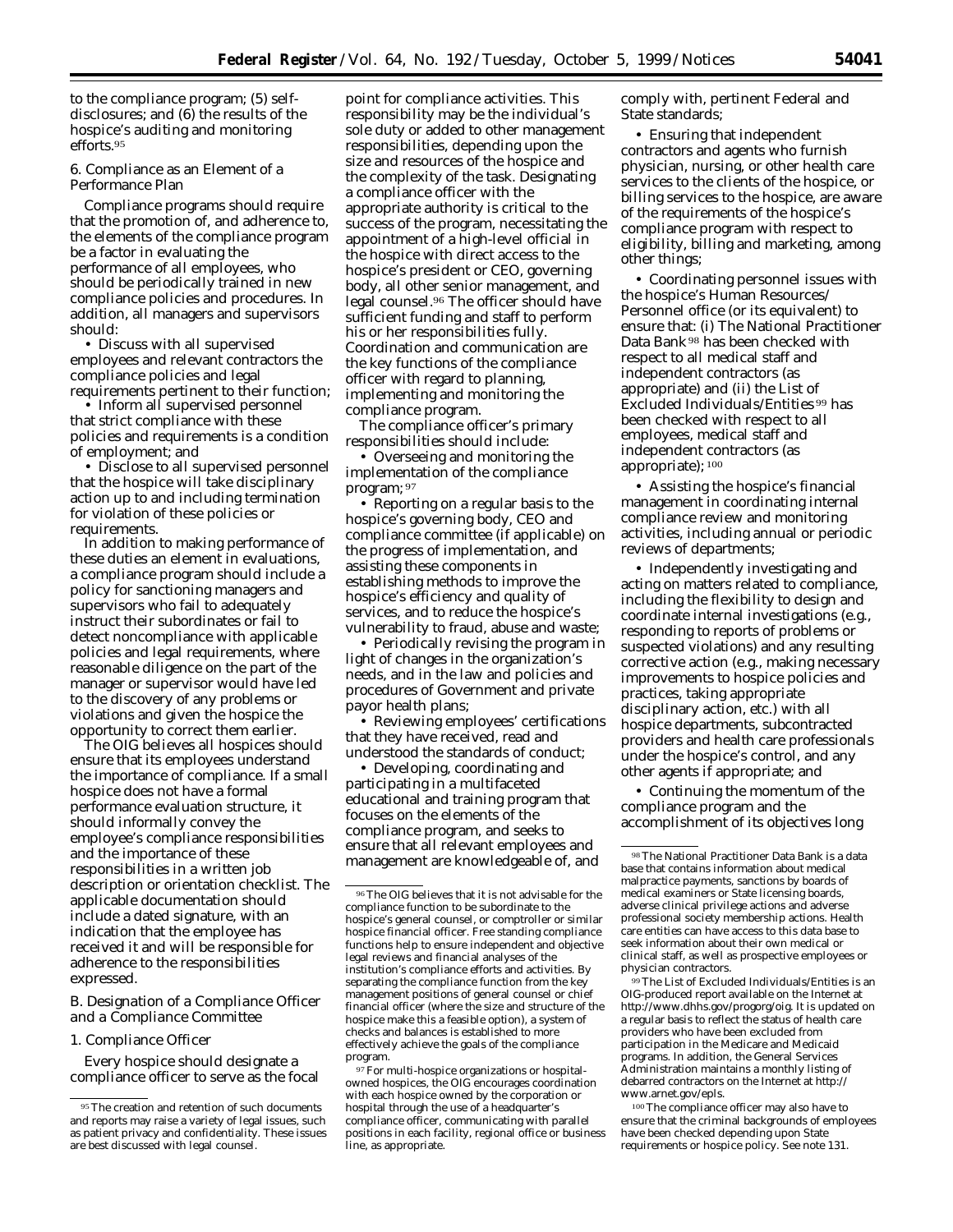to the compliance program; (5) self-disclosures; and (6) the results of the hospice's auditing and monitoring efforts.[95]

6. Compliance as an Element of a Performance Plan

Compliance programs should require that the promotion of, and adherence to, the elements of the compliance program be a factor in evaluating the performance of all employees, who should be periodically trained in new compliance policies and procedures. In addition, all managers and supervisors should:

- Discuss with all supervised employees and relevant contractors the compliance policies and legal requirements pertinent to their function;
- Inform all supervised personnel that strict compliance with these policies and requirements is a condition of employment; and
- Disclose to all supervised personnel that the hospice will take disciplinary action up to and including termination for violation of these policies or requirements.

In addition to making performance of these duties an element in evaluations, a compliance program should include a policy for sanctioning managers and supervisors who fail to adequately instruct their subordinates or fail to detect noncompliance with applicable policies and legal requirements, where reasonable diligence on the part of the manager or supervisor would have led to the discovery of any problems or violations and given the hospice the opportunity to correct them earlier.

The OIG believes all hospices should ensure that its employees understand the importance of compliance. If a small hospice does not have a formal performance evaluation structure, it should informally convey the employee's compliance responsibilities and the importance of these responsibilities in a written job description or orientation checklist. The applicable documentation should include a dated signature, with an indication that the employee has received it and will be responsible for adherence to the responsibilities expressed.

*B. Designation of a Compliance Officer and a Compliance Committee*

1. Compliance Officer

Every hospice should designate a compliance officer to serve as the focal point for compliance activities. This responsibility may be the individual's sole duty or added to other management responsibilities, depending upon the size and resources of the hospice and the complexity of the task. Designating a compliance officer with the appropriate authority is critical to the success of the program, necessitating the appointment of a high-level official in the hospice with direct access to the hospice's president or CEO, governing body, all other senior management, and legal counsel.[96] The officer should have sufficient funding and staff to perform his or her responsibilities fully. Coordination and communication are the key functions of the compliance officer with regard to planning, implementing and monitoring the compliance program.

The compliance officer's primary responsibilities should include:

- Overseeing and monitoring the implementation of the compliance program;[97]
- Reporting on a regular basis to the hospice's governing body, CEO and compliance committee (if applicable) on the progress of implementation, and assisting these components in establishing methods to improve the hospice's efficiency and quality of services, and to reduce the hospice's vulnerability to fraud, abuse and waste;
- Periodically revising the program in light of changes in the organization's needs, and in the law and policies and procedures of Government and private payor health plans;
- Reviewing employees' certifications that they have received, read and understood the standards of conduct;
- Developing, coordinating and participating in a multifaceted educational and training program that focuses on the elements of the compliance program, and seeks to ensure that all relevant employees and management are knowledgeable of, and comply with, pertinent Federal and State standards;
- Ensuring that independent contractors and agents who furnish physician, nursing, or other health care services to the clients of the hospice, or billing services to the hospice, are aware of the requirements of the hospice's compliance program with respect to eligibility, billing and marketing, among other things;
- Coordinating personnel issues with the hospice's Human Resources/Personnel office (or its equivalent) to ensure that: (i) The National Practitioner Data Bank[98] has been checked with respect to all medical staff and independent contractors (as appropriate) and (ii) the List of Excluded Individuals/Entities[99] has been checked with respect to all employees, medical staff and independent contractors (as appropriate);[100]
- Assisting the hospice's financial management in coordinating internal compliance review and monitoring activities, including annual or periodic reviews of departments;
- Independently investigating and acting on matters related to compliance, including the flexibility to design and coordinate internal investigations (*e.g.*, responding to reports of problems or suspected violations) and any resulting corrective action (*e.g.*, making necessary improvements to hospice policies and practices, taking appropriate disciplinary action, etc.) with all hospice departments, subcontracted providers and health care professionals under the hospice's control, and any other agents if appropriate; and
- Continuing the momentum of the compliance program and the accomplishment of its objectives long

---

[95] The creation and retention of such documents and reports may raise a variety of legal issues, such as patient privacy and confidentiality. These issues are best discussed with legal counsel.

[96] The OIG believes that it is not advisable for the compliance function to be subordinate to the hospice's general counsel, or comptroller or similar hospice financial officer. Free standing compliance functions help to ensure independent and objective legal reviews and financial analyses of the institution's compliance efforts and activities. By separating the compliance function from the key management positions of general counsel or chief financial officer (where the size and structure of the hospice make this a feasible option), a system of checks and balances is established to more effectively achieve the goals of the compliance program.

[97] For multi-hospice organizations or hospital-owned hospices, the OIG encourages coordination with each hospice owned by the corporation or hospital through the use of a headquarter's compliance officer, communicating with parallel positions in each facility, regional office or business line, as appropriate.

[98] The National Practitioner Data Bank is a data base that contains information about medical malpractice payments, sanctions by boards of medical examiners or State licensing boards, adverse clinical privilege actions and adverse professional society membership actions. Health care entities can have access to this data base to seek information about their own medical or clinical staff, as well as prospective employees or physician contractors.

[99] The List of Excluded Individuals/Entities is an OIG-produced report available on the Internet at http://www.dhhs.gov/progorg/oig. It is updated on a regular basis to reflect the status of health care providers who have been excluded from participation in the Medicare and Medicaid programs. In addition, the General Services Administration maintains a monthly listing of debarred contractors on the Internet at http://www.arnet.gov/epls.

[100] The compliance officer may also have to ensure that the criminal backgrounds of employees have been checked depending upon State requirements or hospice policy. See note 131.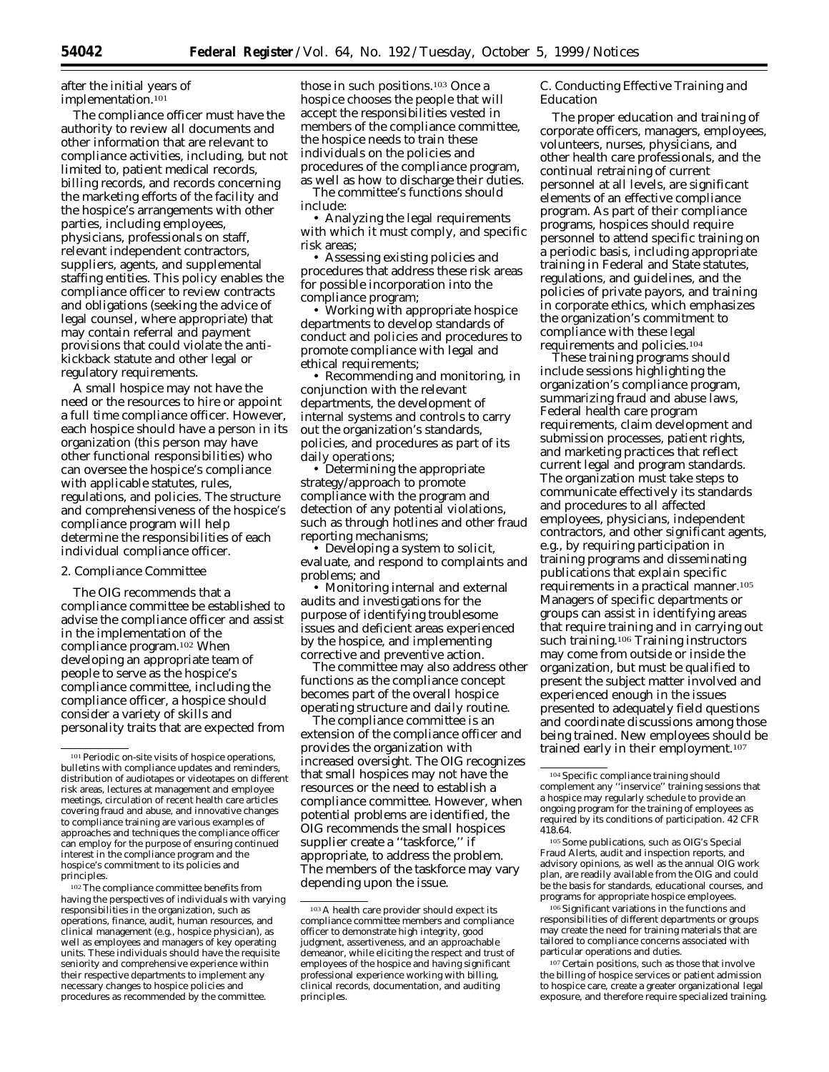after the initial years of implementation.[101]

The compliance officer must have the authority to review all documents and other information that are relevant to compliance activities, including, but not limited to, patient medical records, billing records, and records concerning the marketing efforts of the facility and the hospice's arrangements with other parties, including employees, physicians, professionals on staff, relevant independent contractors, suppliers, agents, and supplemental staffing entities. This policy enables the compliance officer to review contracts and obligations (seeking the advice of legal counsel, where appropriate) that may contain referral and payment provisions that could violate the anti-kickback statute and other legal or regulatory requirements.

A small hospice may not have the need or the resources to hire or appoint a full time compliance officer. However, each hospice should have a person in its organization (this person may have other functional responsibilities) who can oversee the hospice's compliance with applicable statutes, rules, regulations, and policies. The structure and comprehensiveness of the hospice's compliance program will help determine the responsibilities of each individual compliance officer.

### 2. Compliance Committee

The OIG recommends that a compliance committee be established to advise the compliance officer and assist in the implementation of the compliance program.[102] When developing an appropriate team of people to serve as the hospice's compliance committee, including the compliance officer, a hospice should consider a variety of skills and personality traits that are expected from those in such positions.[103] Once a hospice chooses the people that will accept the responsibilities vested in members of the compliance committee, the hospice needs to train these individuals on the policies and procedures of the compliance program, as well as how to discharge their duties.

The committee's functions should include:

- Analyzing the legal requirements with which it must comply, and specific risk areas;
- Assessing existing policies and procedures that address these risk areas for possible incorporation into the compliance program;
- Working with appropriate hospice departments to develop standards of conduct and policies and procedures to promote compliance with legal and ethical requirements;
- Recommending and monitoring, in conjunction with the relevant departments, the development of internal systems and controls to carry out the organization's standards, policies, and procedures as part of its daily operations;
- Determining the appropriate strategy/approach to promote compliance with the program and detection of any potential violations, such as through hotlines and other fraud reporting mechanisms;
- Developing a system to solicit, evaluate, and respond to complaints and problems; and
- Monitoring internal and external audits and investigations for the purpose of identifying troublesome issues and deficient areas experienced by the hospice, and implementing corrective and preventive action.

The committee may also address other functions as the compliance concept becomes part of the overall hospice operating structure and daily routine.

The compliance committee is an extension of the compliance officer and provides the organization with increased oversight. The OIG recognizes that small hospices may not have the resources or the need to establish a compliance committee. However, when potential problems are identified, the OIG recommends the small hospices supplier create a "taskforce," if appropriate, to address the problem. The members of the taskforce may vary depending upon the issue.

### C. Conducting Effective Training and Education

The proper education and training of corporate officers, managers, employees, volunteers, nurses, physicians, and other health care professionals, and the continual retraining of current personnel at all levels, are significant elements of an effective compliance program. As part of their compliance programs, hospices should require personnel to attend specific training on a periodic basis, including appropriate training in Federal and State statutes, regulations, and guidelines, and the policies of private payors, and training in corporate ethics, which emphasizes the organization's commitment to compliance with these legal requirements and policies.[104]

These training programs should include sessions highlighting the organization's compliance program, summarizing fraud and abuse laws, Federal health care program requirements, claim development and submission processes, patient rights, and marketing practices that reflect current legal and program standards. The organization must take steps to communicate effectively its standards and procedures to all affected employees, physicians, independent contractors, and other significant agents, e.g., by requiring participation in training programs and disseminating publications that explain specific requirements in a practical manner.[105] Managers of specific departments or groups can assist in identifying areas that require training and in carrying out such training.[106] Training instructors may come from outside or inside the organization, but must be qualified to present the subject matter involved and experienced enough in the issues presented to adequately field questions and coordinate discussions among those being trained. New employees should be trained early in their employment.[107]

---

[101] Periodic on-site visits of hospice operations, bulletins with compliance updates and reminders, distribution of audiotapes or videotapes on different risk areas, lectures at management and employee meetings, circulation of recent health care articles covering fraud and abuse, and innovative changes to compliance training are various examples of approaches and techniques the compliance officer can employ for the purpose of ensuring continued interest in the compliance program and the hospice's commitment to its policies and principles.

[102] The compliance committee benefits from having the perspectives of individuals with varying responsibilities in the organization, such as operations, finance, audit, human resources, and clinical management (e.g., hospice physician), as well as employees and managers of key operating units. These individuals should have the requisite seniority and comprehensive experience within their respective departments to implement any necessary changes to hospice policies and procedures as recommended by the committee.

[103] A health care provider should expect its compliance committee members and compliance officer to demonstrate high integrity, good judgment, assertiveness, and an approachable demeanor, while eliciting the respect and trust of employees of the hospice and having significant professional experience working with billing, clinical records, documentation, and auditing principles.

[104] Specific compliance training should complement any "inservice" training sessions that a hospice may regularly schedule to provide an ongoing program for the training of employees as required by its conditions of participation. 42 CFR 418.64.

[105] Some publications, such as OIG's Special Fraud Alerts, audit and inspection reports, and advisory opinions, as well as the annual OIG work plan, are readily available from the OIG and could be the basis for standards, educational courses, and programs for appropriate hospice employees.

[106] Significant variations in the functions and responsibilities of different departments or groups may create the need for training materials that are tailored to compliance concerns associated with particular operations and duties.

[107] Certain positions, such as those that involve the billing of hospice services or patient admission to hospice care, create a greater organizational legal exposure, and therefore require specialized training.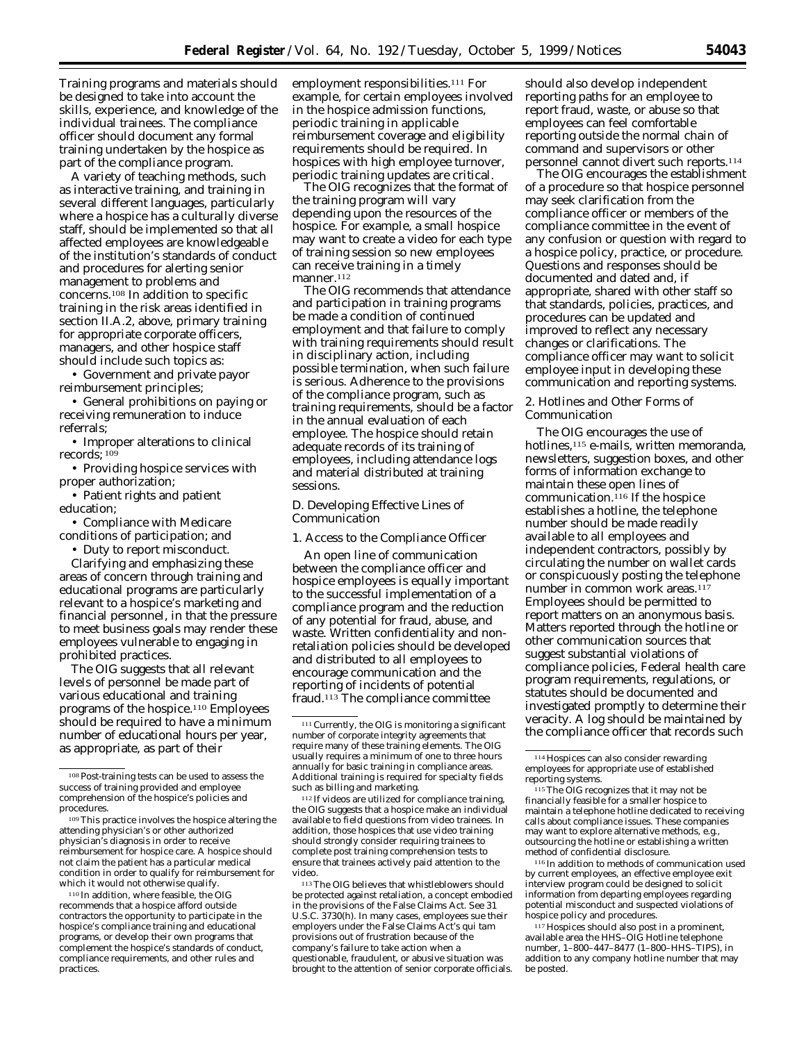Training programs and materials should be designed to take into account the skills, experience, and knowledge of the individual trainees. The compliance officer should document any formal training undertaken by the hospice as part of the compliance program.

A variety of teaching methods, such as interactive training, and training in several different languages, particularly where a hospice has a culturally diverse staff, should be implemented so that all affected employees are knowledgeable of the institution's standards of conduct and procedures for alerting senior management to problems and concerns.[108] In addition to specific training in the risk areas identified in section II.A.2, above, primary training for appropriate corporate officers, managers, and other hospice staff should include such topics as:

- Government and private payor reimbursement principles;
- General prohibitions on paying or receiving remuneration to induce referrals;
- Improper alterations to clinical records;[109]
- Providing hospice services with proper authorization;
- Patient rights and patient education;
- Compliance with Medicare conditions of participation; and
- Duty to report misconduct.

Clarifying and emphasizing these areas of concern through training and educational programs are particularly relevant to a hospice's marketing and financial personnel, in that the pressure to meet business goals may render these employees vulnerable to engaging in prohibited practices.

The OIG suggests that all relevant levels of personnel be made part of various educational and training programs of the hospice.[110] Employees should be required to have a minimum number of educational hours per year, as appropriate, as part of their employment responsibilities.[111] For example, for certain employees involved in the hospice admission functions, periodic training in applicable reimbursement coverage and eligibility requirements should be required. In hospices with high employee turnover, periodic training updates are critical.

The OIG recognizes that the format of the training program will vary depending upon the resources of the hospice. For example, a small hospice may want to create a video for each type of training session so new employees can receive training in a timely manner.[112]

The OIG recommends that attendance and participation in training programs be made a condition of continued employment and that failure to comply with training requirements should result in disciplinary action, including possible termination, when such failure is serious. Adherence to the provisions of the compliance program, such as training requirements, should be a factor in the annual evaluation of each employee. The hospice should retain adequate records of its training of employees, including attendance logs and material distributed at training sessions.

## D. Developing Effective Lines of Communication

### 1. Access to the Compliance Officer

An open line of communication between the compliance officer and hospice employees is equally important to the successful implementation of a compliance program and the reduction of any potential for fraud, abuse, and waste. Written confidentiality and non-retaliation policies should be developed and distributed to all employees to encourage communication and the reporting of incidents of potential fraud.[113] The compliance committee should also develop independent reporting paths for an employee to report fraud, waste, or abuse so that employees can feel comfortable reporting outside the normal chain of command and supervisors or other personnel cannot divert such reports.[114]

The OIG encourages the establishment of a procedure so that hospice personnel may seek clarification from the compliance officer or members of the compliance committee in the event of any confusion or question with regard to a hospice policy, practice, or procedure. Questions and responses should be documented and dated and, if appropriate, shared with other staff so that standards, policies, practices, and procedures can be updated and improved to reflect any necessary changes or clarifications. The compliance officer may want to solicit employee input in developing these communication and reporting systems.

### 2. Hotlines and Other Forms of Communication

The OIG encourages the use of hotlines,[115] e-mails, written memoranda, newsletters, suggestion boxes, and other forms of information exchange to maintain these open lines of communication.[116] If the hospice establishes a hotline, the telephone number should be made readily available to all employees and independent contractors, possibly by circulating the number on wallet cards or conspicuously posting the telephone number in common work areas.[117] Employees should be permitted to report matters on an anonymous basis. Matters reported through the hotline or other communication sources that suggest substantial violations of compliance policies, Federal health care program requirements, regulations, or statutes should be documented and investigated promptly to determine their veracity. A log should be maintained by the compliance officer that records such

---

[108] Post-training tests can be used to assess the success of training provided and employee comprehension of the hospice's policies and procedures.

[109] This practice involves the hospice altering the attending physician's or other authorized physician's diagnosis in order to receive reimbursement for hospice care. A hospice should not claim the patient has a particular medical condition in order to qualify for reimbursement for which it would not otherwise qualify.

[110] In addition, where feasible, the OIG recommends that a hospice afford outside contractors the opportunity to participate in the hospice's compliance training and educational programs, or develop their own programs that complement the hospice's standards of conduct, compliance requirements, and other rules and practices.

[111] Currently, the OIG is monitoring a significant number of corporate integrity agreements that require many of these training elements. The OIG usually requires a minimum of one to three hours annually for basic training in compliance areas. Additional training is required for specialty fields such as billing and marketing.

[112] If videos are utilized for compliance training, the OIG suggests that a hospice make an individual available to field questions from video trainees. In addition, those hospices that use video training should strongly consider requiring trainees to complete post training comprehension tests to ensure that trainees actively paid attention to the video.

[113] The OIG believes that whistleblowers should be protected against retaliation, a concept embodied in the provisions of the False Claims Act. *See* 31 U.S.C. 3730(h). In many cases, employees sue their employers under the False Claims Act's *qui tam* provisions out of frustration because of the company's failure to take action when a questionable, fraudulent, or abusive situation was brought to the attention of senior corporate officials.

[114] Hospices can also consider rewarding employees for appropriate use of established reporting systems.

[115] The OIG recognizes that it may not be financially feasible for a smaller hospice to maintain a telephone hotline dedicated to receiving calls about compliance issues. These companies may want to explore alternative methods, *e.g.*, outsourcing the hotline or establishing a written method of confidential disclosure.

[116] In addition to methods of communication used by current employees, an effective employee exit interview program could be designed to solicit information from departing employees regarding potential misconduct and suspected violations of hospice policy and procedures.

[117] Hospices should also post in a prominent, available area the HHS–OIG Hotline telephone number, 1–800–447–8477 (1–800–HHS–TIPS), in addition to any company hotline number that may be posted.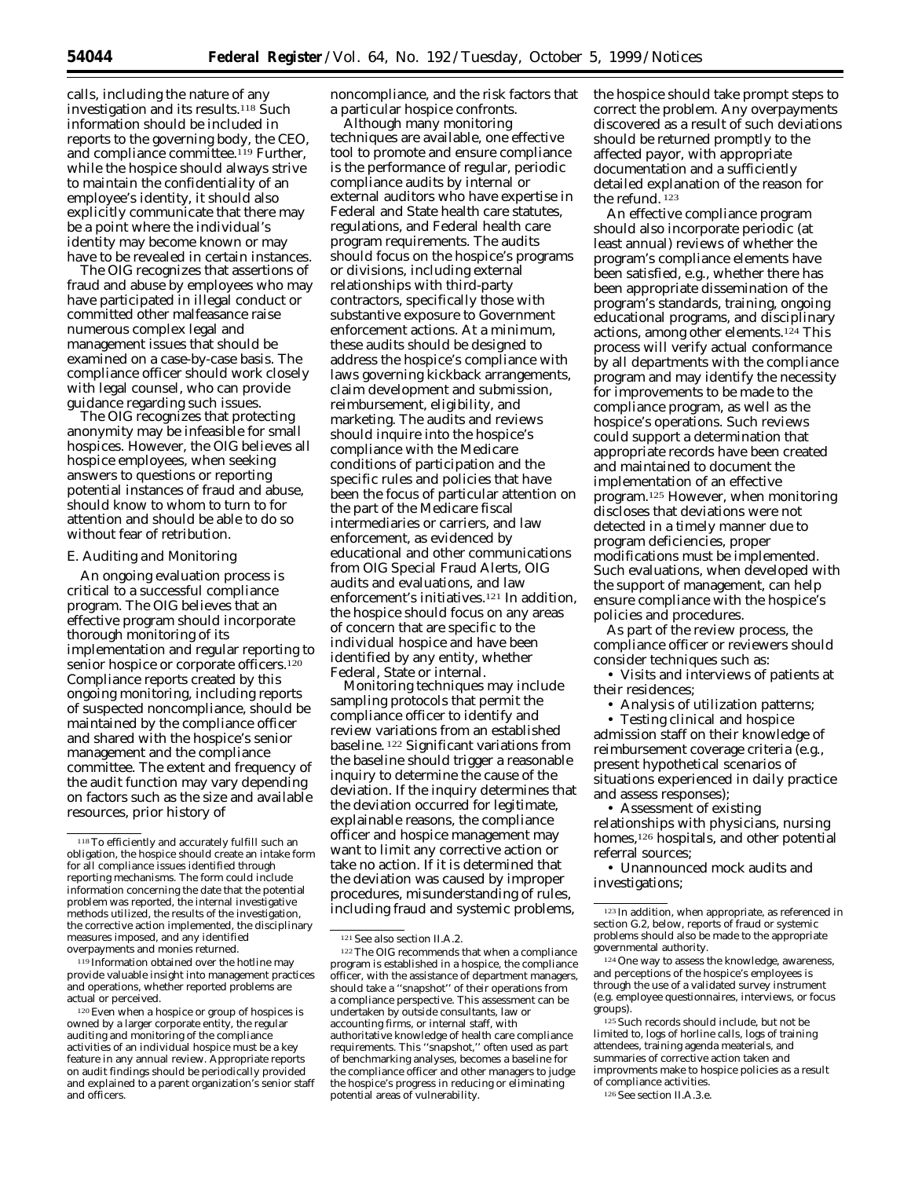calls, including the nature of any investigation and its results.[118] Such information should be included in reports to the governing body, the CEO, and compliance committee.[119] Further, while the hospice should always strive to maintain the confidentiality of an employee's identity, it should also explicitly communicate that there may be a point where the individual's identity may become known or may have to be revealed in certain instances.

The OIG recognizes that assertions of fraud and abuse by employees who may have participated in illegal conduct or committed other malfeasance raise numerous complex legal and management issues that should be examined on a case-by-case basis. The compliance officer should work closely with legal counsel, who can provide guidance regarding such issues.

The OIG recognizes that protecting anonymity may be infeasible for small hospices. However, the OIG believes all hospice employees, when seeking answers to questions or reporting potential instances of fraud and abuse, should know to whom to turn to for attention and should be able to do so without fear of retribution.

### *E. Auditing and Monitoring*

An ongoing evaluation process is critical to a successful compliance program. The OIG believes that an effective program should incorporate thorough monitoring of its implementation and regular reporting to senior hospice or corporate officers.[120] Compliance reports created by this ongoing monitoring, including reports of suspected noncompliance, should be maintained by the compliance officer and shared with the hospice's senior management and the compliance committee. The extent and frequency of the audit function may vary depending on factors such as the size and available resources, prior history of noncompliance, and the risk factors that a particular hospice confronts.

Although many monitoring techniques are available, one effective tool to promote and ensure compliance is the performance of regular, periodic compliance audits by internal or external auditors who have expertise in Federal and State health care statutes, regulations, and Federal health care program requirements. The audits should focus on the hospice's programs or divisions, including external relationships with third-party contractors, specifically those with substantive exposure to Government enforcement actions. At a minimum, these audits should be designed to address the hospice's compliance with laws governing kickback arrangements, claim development and submission, reimbursement, eligibility, and marketing. The audits and reviews should inquire into the hospice's compliance with the Medicare conditions of participation and the specific rules and policies that have been the focus of particular attention on the part of the Medicare fiscal intermediaries or carriers, and law enforcement, as evidenced by educational and other communications from OIG Special Fraud Alerts, OIG audits and evaluations, and law enforcement's initiatives.[121] In addition, the hospice should focus on any areas of concern that are specific to the individual hospice and have been identified by any entity, whether Federal, State or internal.

Monitoring techniques may include sampling protocols that permit the compliance officer to identify and review variations from an established baseline.[122] Significant variations from the baseline should trigger a reasonable inquiry to determine the cause of the deviation. If the inquiry determines that the deviation occurred for legitimate, explainable reasons, the compliance officer and hospice management may want to limit any corrective action or take no action. If it is determined that the deviation was caused by improper procedures, misunderstanding of rules, including fraud and systemic problems, the hospice should take prompt steps to correct the problem. Any overpayments discovered as a result of such deviations should be returned promptly to the affected payor, with appropriate documentation and a sufficiently detailed explanation of the reason for the refund.[123]

An effective compliance program should also incorporate periodic (at least annual) reviews of whether the program's compliance elements have been satisfied, e.g., whether there has been appropriate dissemination of the program's standards, training, ongoing educational programs, and disciplinary actions, among other elements.[124] This process will verify actual conformance by all departments with the compliance program and may identify the necessity for improvements to be made to the compliance program, as well as the hospice's operations. Such reviews could support a determination that appropriate records have been created and maintained to document the implementation of an effective program.[125] However, when monitoring discloses that deviations were not detected in a timely manner due to program deficiencies, proper modifications must be implemented. Such evaluations, when developed with the support of management, can help ensure compliance with the hospice's policies and procedures.

As part of the review process, the compliance officer or reviewers should consider techniques such as:

- Visits and interviews of patients at their residences;
- Analysis of utilization patterns;
- Testing clinical and hospice admission staff on their knowledge of reimbursement coverage criteria (e.g., present hypothetical scenarios of situations experienced in daily practice and assess responses);
- Assessment of existing relationships with physicians, nursing homes,[126] hospitals, and other potential referral sources;
- Unannounced mock audits and investigations;

---

[118] To efficiently and accurately fulfill such an obligation, the hospice should create an intake form for all compliance issues identified through reporting mechanisms. The form could include information concerning the date that the potential problem was reported, the internal investigative methods utilized, the results of the investigation, the corrective action implemented, the disciplinary measures imposed, and any identified overpayments and monies returned.

[119] Information obtained over the hotline may provide valuable insight into management practices and operations, whether reported problems are actual or perceived.

[120] Even when a hospice or group of hospices is owned by a larger corporate entity, the regular auditing and monitoring of the compliance activities of an individual hospice must be a key feature in any annual review. Appropriate reports on audit findings should be periodically provided and explained to a parent organization's senior staff and officers.

[121] See also section II.A.2.

[122] The OIG recommends that when a compliance program is established in a hospice, the compliance officer, with the assistance of department managers, should take a "snapshot" of their operations from a compliance perspective. This assessment can be undertaken by outside consultants, law or accounting firms, or internal staff, with authoritative knowledge of health care compliance requirements. This "snapshot," often used as part of benchmarking analyses, becomes a baseline for the compliance officer and other managers to judge the hospice's progress in reducing or eliminating potential areas of vulnerability.

[123] In addition, when appropriate, as referenced in section G.2, below, reports of fraud or systemic problems should also be made to the appropriate governmental authority.

[124] One way to assess the knowledge, awareness, and perceptions of the hospice's employees is through the use of a validated survey instrument (e.g. employee questionnaires, interviews, or focus groups).

[125] Such records should include, but not be limited to, logs of hotline calls, logs of training attendees, training agenda meaterials, and summaries of corrective action taken and improvments make to hospice policies as a result of compliance activities.

[126] See section II.A.3.e.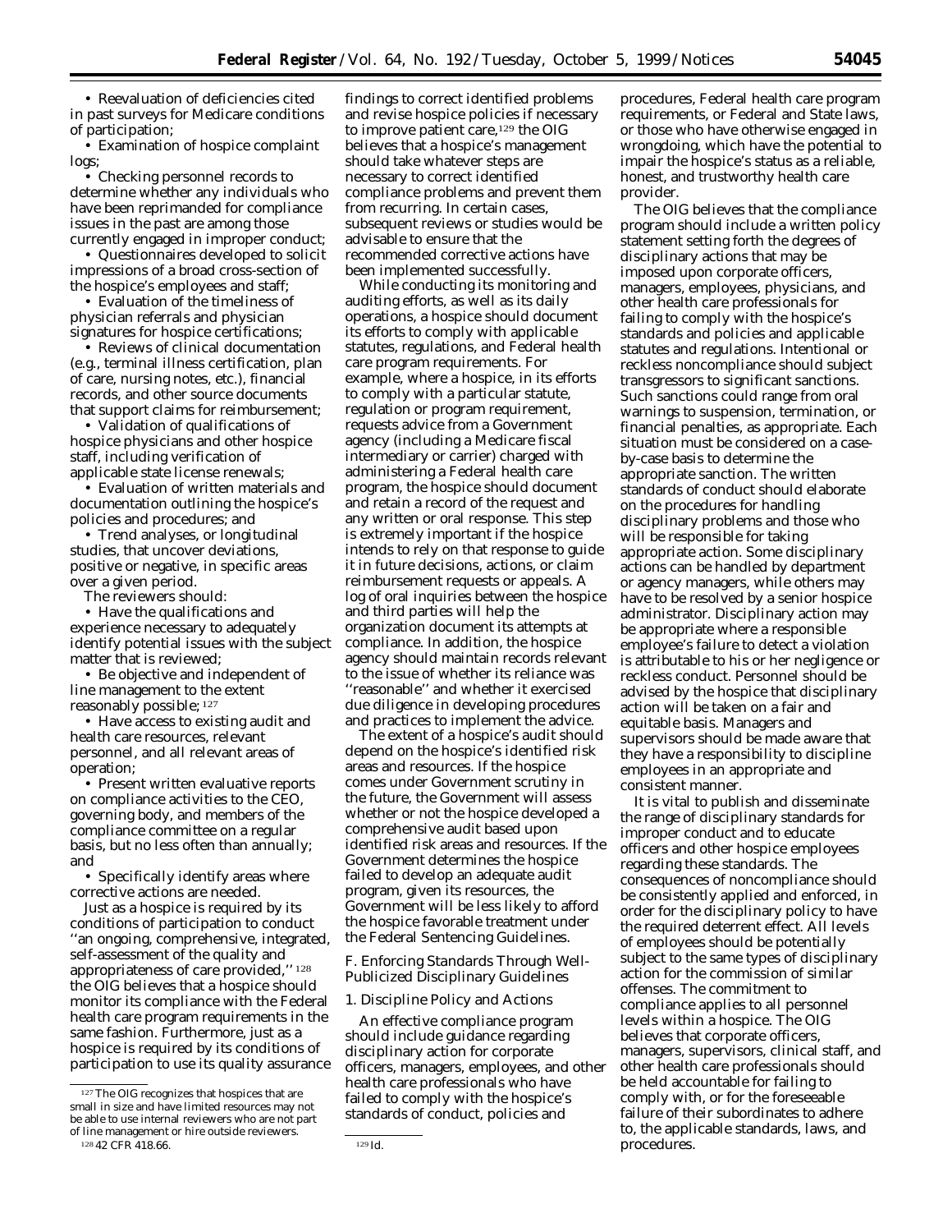• Reevaluation of deficiencies cited in past surveys for Medicare conditions of participation;

• Examination of hospice complaint logs;

• Checking personnel records to determine whether any individuals who have been reprimanded for compliance issues in the past are among those currently engaged in improper conduct;

• Questionnaires developed to solicit impressions of a broad cross-section of the hospice's employees and staff;

• Evaluation of the timeliness of physician referrals and physician signatures for hospice certifications;

• Reviews of clinical documentation (*e.g.*, terminal illness certification, plan of care, nursing notes, etc.), financial records, and other source documents that support claims for reimbursement;

• Validation of qualifications of hospice physicians and other hospice staff, including verification of applicable state license renewals;

• Evaluation of written materials and documentation outlining the hospice's policies and procedures; and

• Trend analyses, or longitudinal studies, that uncover deviations, positive or negative, in specific areas over a given period.

The reviewers should:

• Have the qualifications and experience necessary to adequately identify potential issues with the subject matter that is reviewed;

• Be objective and independent of line management to the extent reasonably possible; [127]

• Have access to existing audit and health care resources, relevant personnel, and all relevant areas of operation;

• Present written evaluative reports on compliance activities to the CEO, governing body, and members of the compliance committee on a regular basis, but no less often than annually; and

• Specifically identify areas where corrective actions are needed.

Just as a hospice is required by its conditions of participation to conduct ''an ongoing, comprehensive, integrated, self-assessment of the quality and appropriateness of care provided,'' [128] the OIG believes that a hospice should monitor its compliance with the Federal health care program requirements in the same fashion. Furthermore, just as a hospice is required by its conditions of participation to use its quality assurance findings to correct identified problems and revise hospice policies if necessary to improve patient care,[129] the OIG believes that a hospice's management should take whatever steps are necessary to correct identified compliance problems and prevent them from recurring. In certain cases, subsequent reviews or studies would be advisable to ensure that the recommended corrective actions have been implemented successfully.

While conducting its monitoring and auditing efforts, as well as its daily operations, a hospice should document its efforts to comply with applicable statutes, regulations, and Federal health care program requirements. For example, where a hospice, in its efforts to comply with a particular statute, regulation or program requirement, requests advice from a Government agency (including a Medicare fiscal intermediary or carrier) charged with administering a Federal health care program, the hospice should document and retain a record of the request and any written or oral response. This step is extremely important if the hospice intends to rely on that response to guide it in future decisions, actions, or claim reimbursement requests or appeals. A log of oral inquiries between the hospice and third parties will help the organization document its attempts at compliance. In addition, the hospice agency should maintain records relevant to the issue of whether its reliance was ''reasonable'' and whether it exercised due diligence in developing procedures and practices to implement the advice.

The extent of a hospice's audit should depend on the hospice's identified risk areas and resources. If the hospice comes under Government scrutiny in the future, the Government will assess whether or not the hospice developed a comprehensive audit based upon identified risk areas and resources. If the Government determines the hospice failed to develop an adequate audit program, given its resources, the Government will be less likely to afford the hospice favorable treatment under the Federal Sentencing Guidelines.

### *F. Enforcing Standards Through Well-Publicized Disciplinary Guidelines*

#### *1. Discipline Policy and Actions*

An effective compliance program should include guidance regarding disciplinary action for corporate officers, managers, employees, and other health care professionals who have failed to comply with the hospice's standards of conduct, policies and procedures, Federal health care program requirements, or Federal and State laws, or those who have otherwise engaged in wrongdoing, which have the potential to impair the hospice's status as a reliable, honest, and trustworthy health care provider.

The OIG believes that the compliance program should include a written policy statement setting forth the degrees of disciplinary actions that may be imposed upon corporate officers, managers, employees, physicians, and other health care professionals for failing to comply with the hospice's standards and policies and applicable statutes and regulations. Intentional or reckless noncompliance should subject transgressors to significant sanctions. Such sanctions could range from oral warnings to suspension, termination, or financial penalties, as appropriate. Each situation must be considered on a case-by-case basis to determine the appropriate sanction. The written standards of conduct should elaborate on the procedures for handling disciplinary problems and those who will be responsible for taking appropriate action. Some disciplinary actions can be handled by department or agency managers, while others may have to be resolved by a senior hospice administrator. Disciplinary action may be appropriate where a responsible employee's failure to detect a violation is attributable to his or her negligence or reckless conduct. Personnel should be advised by the hospice that disciplinary action will be taken on a fair and equitable basis. Managers and supervisors should be made aware that they have a responsibility to discipline employees in an appropriate and consistent manner.

It is vital to publish and disseminate the range of disciplinary standards for improper conduct and to educate officers and other hospice employees regarding these standards. The consequences of noncompliance should be consistently applied and enforced, in order for the disciplinary policy to have the required deterrent effect. All levels of employees should be potentially subject to the same types of disciplinary action for the commission of similar offenses. The commitment to compliance applies to all personnel levels within a hospice. The OIG believes that corporate officers, managers, supervisors, clinical staff, and other health care professionals should be held accountable for failing to comply with, or for the foreseeable failure of their subordinates to adhere to, the applicable standards, laws, and procedures.

---

[127] The OIG recognizes that hospices that are small in size and have limited resources may not be able to use internal reviewers who are not part of line management or hire outside reviewers.

[128] 42 CFR 418.66.

[129] *Id.*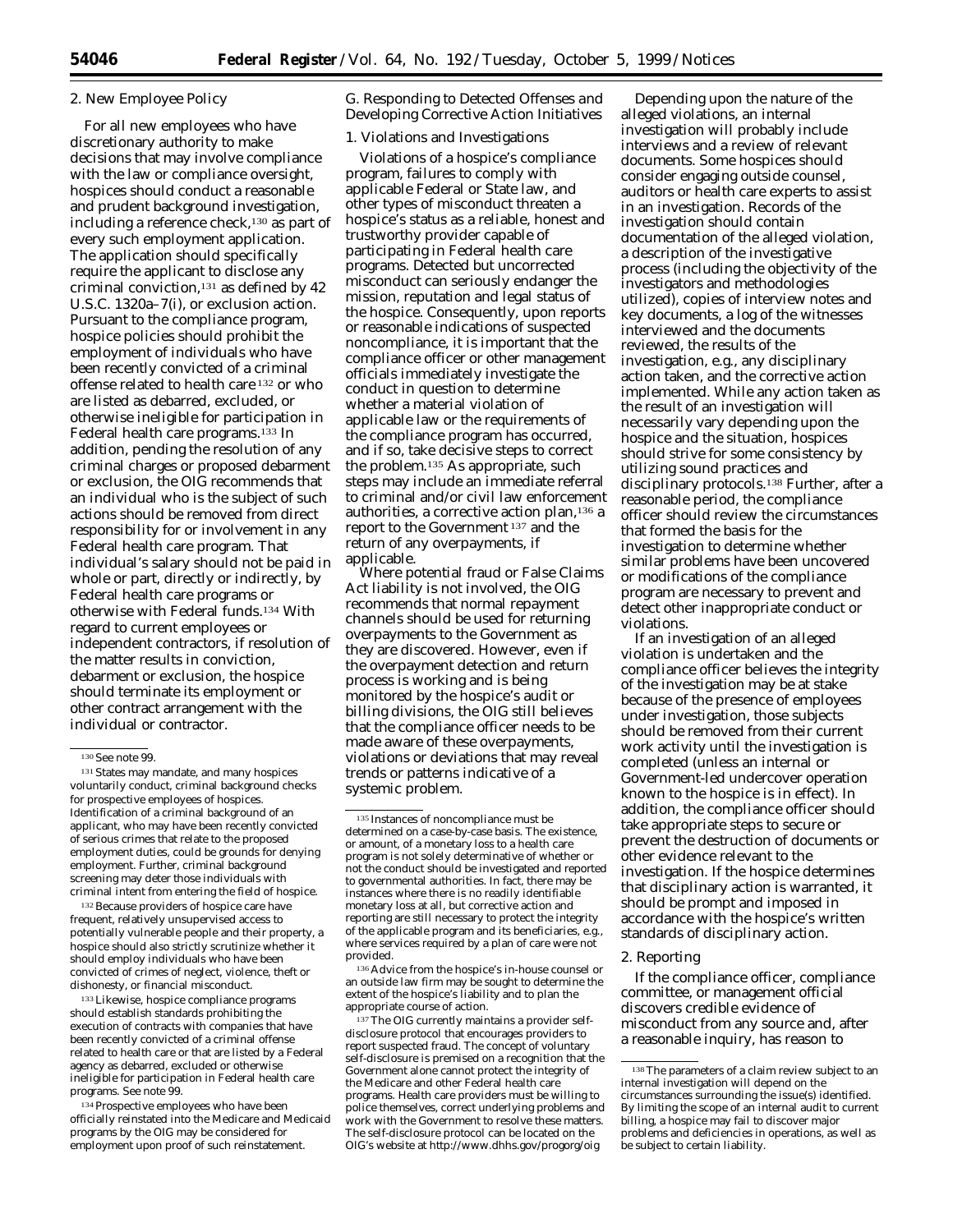2. New Employee Policy

For all new employees who have discretionary authority to make decisions that may involve compliance with the law or compliance oversight, hospices should conduct a reasonable and prudent background investigation, including a reference check,[130] as part of every such employment application. The application should specifically require the applicant to disclose any criminal conviction,[131] as defined by 42 U.S.C. 1320a–7(i), or exclusion action. Pursuant to the compliance program, hospice policies should prohibit the employment of individuals who have been recently convicted of a criminal offense related to health care[132] or who are listed as debarred, excluded, or otherwise ineligible for participation in Federal health care programs.[133] In addition, pending the resolution of any criminal charges or proposed debarment or exclusion, the OIG recommends that an individual who is the subject of such actions should be removed from direct responsibility for or involvement in any Federal health care program. That individual's salary should not be paid in whole or part, directly or indirectly, by Federal health care programs or otherwise with Federal funds.[134] With regard to current employees or independent contractors, if resolution of the matter results in conviction, debarment or exclusion, the hospice should terminate its employment or other contract arrangement with the individual or contractor.

G. Responding to Detected Offenses and Developing Corrective Action Initiatives

1. Violations and Investigations

Violations of a hospice's compliance program, failures to comply with applicable Federal or State law, and other types of misconduct threaten a hospice's status as a reliable, honest and trustworthy provider capable of participating in Federal health care programs. Detected but uncorrected misconduct can seriously endanger the mission, reputation and legal status of the hospice. Consequently, upon reports or reasonable indications of suspected noncompliance, it is important that the compliance officer or other management officials immediately investigate the conduct in question to determine whether a material violation of applicable law or the requirements of the compliance program has occurred, and if so, take decisive steps to correct the problem.[135] As appropriate, such steps may include an immediate referral to criminal and/or civil law enforcement authorities, a corrective action plan,[136] a report to the Government[137] and the return of any overpayments, if applicable.

Where potential fraud or False Claims Act liability is not involved, the OIG recommends that normal repayment channels should be used for returning overpayments to the Government as they are discovered. However, even if the overpayment detection and return process is working and is being monitored by the hospice's audit or billing divisions, the OIG still believes that the compliance officer needs to be made aware of these overpayments, violations or deviations that may reveal trends or patterns indicative of a systemic problem.

Depending upon the nature of the alleged violations, an internal investigation will probably include interviews and a review of relevant documents. Some hospices should consider engaging outside counsel, auditors or health care experts to assist in an investigation. Records of the investigation should contain documentation of the alleged violation, a description of the investigative process (including the objectivity of the investigators and methodologies utilized), copies of interview notes and key documents, a log of the witnesses interviewed and the documents reviewed, the results of the investigation, e.g., any disciplinary action taken, and the corrective action implemented. While any action taken as the result of an investigation will necessarily vary depending upon the hospice and the situation, hospices should strive for some consistency by utilizing sound practices and disciplinary protocols.[138] Further, after a reasonable period, the compliance officer should review the circumstances that formed the basis for the investigation to determine whether similar problems have been uncovered or modifications of the compliance program are necessary to prevent and detect other inappropriate conduct or violations.

If an investigation of an alleged violation is undertaken and the compliance officer believes the integrity of the investigation may be at stake because of the presence of employees under investigation, those subjects should be removed from their current work activity until the investigation is completed (unless an internal or Government-led undercover operation known to the hospice is in effect). In addition, the compliance officer should take appropriate steps to secure or prevent the destruction of documents or other evidence relevant to the investigation. If the hospice determines that disciplinary action is warranted, it should be prompt and imposed in accordance with the hospice's written standards of disciplinary action.

2. Reporting

If the compliance officer, compliance committee, or management official discovers credible evidence of misconduct from any source and, after a reasonable inquiry, has reason to

---

[130] See note 99.

[131] States may mandate, and many hospices voluntarily conduct, criminal background checks for prospective employees of hospices. Identification of a criminal background of an applicant, who may have been recently convicted of serious crimes that relate to the proposed employment duties, could be grounds for denying employment. Further, criminal background screening may deter those individuals with criminal intent from entering the field of hospice.

[132] Because providers of hospice care have frequent, relatively unsupervised access to potentially vulnerable people and their property, a hospice should also strictly scrutinize whether it should employ individuals who have been convicted of crimes of neglect, violence, theft or dishonesty, or financial misconduct.

[133] Likewise, hospice compliance programs should establish standards prohibiting the execution of contracts with companies that have been recently convicted of a criminal offense related to health care or that are listed by a Federal agency as debarred, excluded or otherwise ineligible for participation in Federal health care programs. See note 99.

[134] Prospective employees who have been officially reinstated into the Medicare and Medicaid programs by the OIG may be considered for employment upon proof of such reinstatement.

[135] Instances of noncompliance must be determined on a case-by-case basis. The existence, or amount, of a monetary loss to a health care program is not solely determinative of whether or not the conduct should be investigated and reported to governmental authorities. In fact, there may be instances where there is no readily identifiable monetary loss at all, but corrective action and reporting are still necessary to protect the integrity of the applicable program and its beneficiaries, e.g., where services required by a plan of care were not provided.

[136] Advice from the hospice's in-house counsel or an outside law firm may be sought to determine the extent of the hospice's liability and to plan the appropriate course of action.

[137] The OIG currently maintains a provider self-disclosure protocol that encourages providers to report suspected fraud. The concept of voluntary self-disclosure is premised on a recognition that the Government alone cannot protect the integrity of the Medicare and other Federal health care programs. Health care providers must be willing to police themselves, correct underlying problems and work with the Government to resolve these matters. The self-disclosure protocol can be located on the OIG's website at http://www.dhhs.gov/progorg/oig

[138] The parameters of a claim review subject to an internal investigation will depend on the circumstances surrounding the issue(s) identified. By limiting the scope of an internal audit to current billing, a hospice may fail to discover major problems and deficiencies in operations, as well as be subject to certain liability.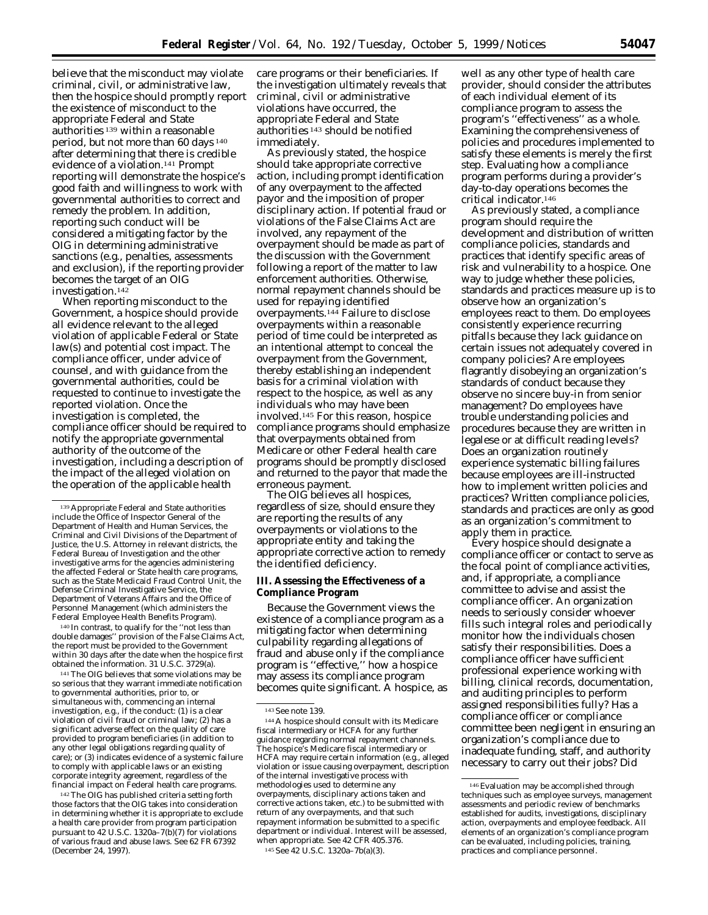believe that the misconduct may violate criminal, civil, or administrative law, then the hospice should promptly report the existence of misconduct to the appropriate Federal and State authorities [139] within a reasonable period, but not more than 60 days [140] after determining that there is credible evidence of a violation.[141] Prompt reporting will demonstrate the hospice's good faith and willingness to work with governmental authorities to correct and remedy the problem. In addition, reporting such conduct will be considered a mitigating factor by the OIG in determining administrative sanctions (e.g., penalties, assessments and exclusion), if the reporting provider becomes the target of an OIG investigation.[142]

When reporting misconduct to the Government, a hospice should provide all evidence relevant to the alleged violation of applicable Federal or State law(s) and potential cost impact. The compliance officer, under advice of counsel, and with guidance from the governmental authorities, could be requested to continue to investigate the reported violation. Once the investigation is completed, the compliance officer should be required to notify the appropriate governmental authority of the outcome of the investigation, including a description of the impact of the alleged violation on the operation of the applicable health care programs or their beneficiaries. If the investigation ultimately reveals that criminal, civil or administrative violations have occurred, the appropriate Federal and State authorities [143] should be notified immediately.

As previously stated, the hospice should take appropriate corrective action, including prompt identification of any overpayment to the affected payor and the imposition of proper disciplinary action. If potential fraud or violations of the False Claims Act are involved, any repayment of the overpayment should be made as part of the discussion with the Government following a report of the matter to law enforcement authorities. Otherwise, normal repayment channels should be used for repaying identified overpayments.[144] Failure to disclose overpayments within a reasonable period of time could be interpreted as an intentional attempt to conceal the overpayment from the Government, thereby establishing an independent basis for a criminal violation with respect to the hospice, as well as any individuals who may have been involved.[145] For this reason, hospice compliance programs should emphasize that overpayments obtained from Medicare or other Federal health care programs should be promptly disclosed and returned to the payor that made the erroneous payment.

The OIG believes all hospices, regardless of size, should ensure they are reporting the results of any overpayments or violations to the appropriate entity and taking the appropriate corrective action to remedy the identified deficiency.

## III. Assessing the Effectiveness of a Compliance Program

Because the Government views the existence of a compliance program as a mitigating factor when determining culpability regarding allegations of fraud and abuse only if the compliance program is "effective," how a hospice may assess its compliance program becomes quite significant. A hospice, as well as any other type of health care provider, should consider the attributes of each individual element of its compliance program to assess the program's "effectiveness" as a whole. Examining the comprehensiveness of policies and procedures implemented to satisfy these elements is merely the first step. Evaluating how a compliance program performs during a provider's day-to-day operations becomes the critical indicator.[146]

As previously stated, a compliance program should require the development and distribution of written compliance policies, standards and practices that identify specific areas of risk and vulnerability to a hospice. One way to judge whether these policies, standards and practices measure up is to observe how an organization's employees react to them. Do employees consistently experience recurring pitfalls because they lack guidance on certain issues not adequately covered in company policies? Are employees flagrantly disobeying an organization's standards of conduct because they observe no sincere buy-in from senior management? Do employees have trouble understanding policies and procedures because they are written in legalese or at difficult reading levels? Does an organization routinely experience systematic billing failures because employees are ill-instructed how to implement written policies and practices? Written compliance policies, standards and practices are only as good as an organization's commitment to apply them in practice.

Every hospice should designate a compliance officer or contact to serve as the focal point of compliance activities, and, if appropriate, a compliance committee to advise and assist the compliance officer. An organization needs to seriously consider whoever fills such integral roles and periodically monitor how the individuals chosen satisfy their responsibilities. Does a compliance officer have sufficient professional experience working with billing, clinical records, documentation, and auditing principles to perform assigned responsibilities fully? Has a compliance officer or compliance committee been negligent in ensuring an organization's compliance due to inadequate funding, staff, and authority necessary to carry out their jobs? Did

---

[139] Appropriate Federal and State authorities include the Office of Inspector General of the Department of Health and Human Services, the Criminal and Civil Divisions of the Department of Justice, the U.S. Attorney in relevant districts, the Federal Bureau of Investigation and the other investigative arms for the agencies administering the affected Federal or State health care programs, such as the State Medicaid Fraud Control Unit, the Defense Criminal Investigative Service, the Department of Veterans Affairs and the Office of Personnel Management (which administers the Federal Employee Health Benefits Program).

[140] In contrast, to qualify for the "not less than double damages" provision of the False Claims Act, the report must be provided to the Government within 30 days after the date when the hospice first obtained the information. 31 U.S.C. 3729(a).

[141] The OIG believes that some violations may be so serious that they warrant immediate notification to governmental authorities, prior to, or simultaneous with, commencing an internal investigation, e.g., if the conduct: (1) is a clear violation of civil fraud or criminal law; (2) has a significant adverse effect on the quality of care provided to program beneficiaries (in addition to any other legal obligations regarding quality of care); or (3) indicates evidence of a systemic failure to comply with applicable laws or an existing corporate integrity agreement, regardless of the financial impact on Federal health care programs.

[142] The OIG has published criteria setting forth those factors that the OIG takes into consideration in determining whether it is appropriate to exclude a health care provider from program participation pursuant to 42 U.S.C. 1320a–7(b)(7) for violations of various fraud and abuse laws. See 62 FR 67392 (December 24, 1997).

[143] See note 139.

[144] A hospice should consult with its Medicare fiscal intermediary or HCFA for any further guidance regarding normal repayment channels. The hospice's Medicare fiscal intermediary or HCFA may require certain information (e.g., alleged violation or issue causing overpayment, description of the internal investigative process with methodologies used to determine any overpayments, disciplinary actions taken and corrective actions taken, etc.) to be submitted with return of any overpayments, and that such repayment information be submitted to a specific department or individual. Interest will be assessed, when appropriate. See 42 CFR 405.376.

[145] See 42 U.S.C. 1320a–7b(a)(3).

[146] Evaluation may be accomplished through techniques such as employee surveys, management assessments and periodic review of benchmarks established for audits, investigations, disciplinary action, overpayments and employee feedback. All elements of an organization's compliance program can be evaluated, including policies, training, practices and compliance personnel.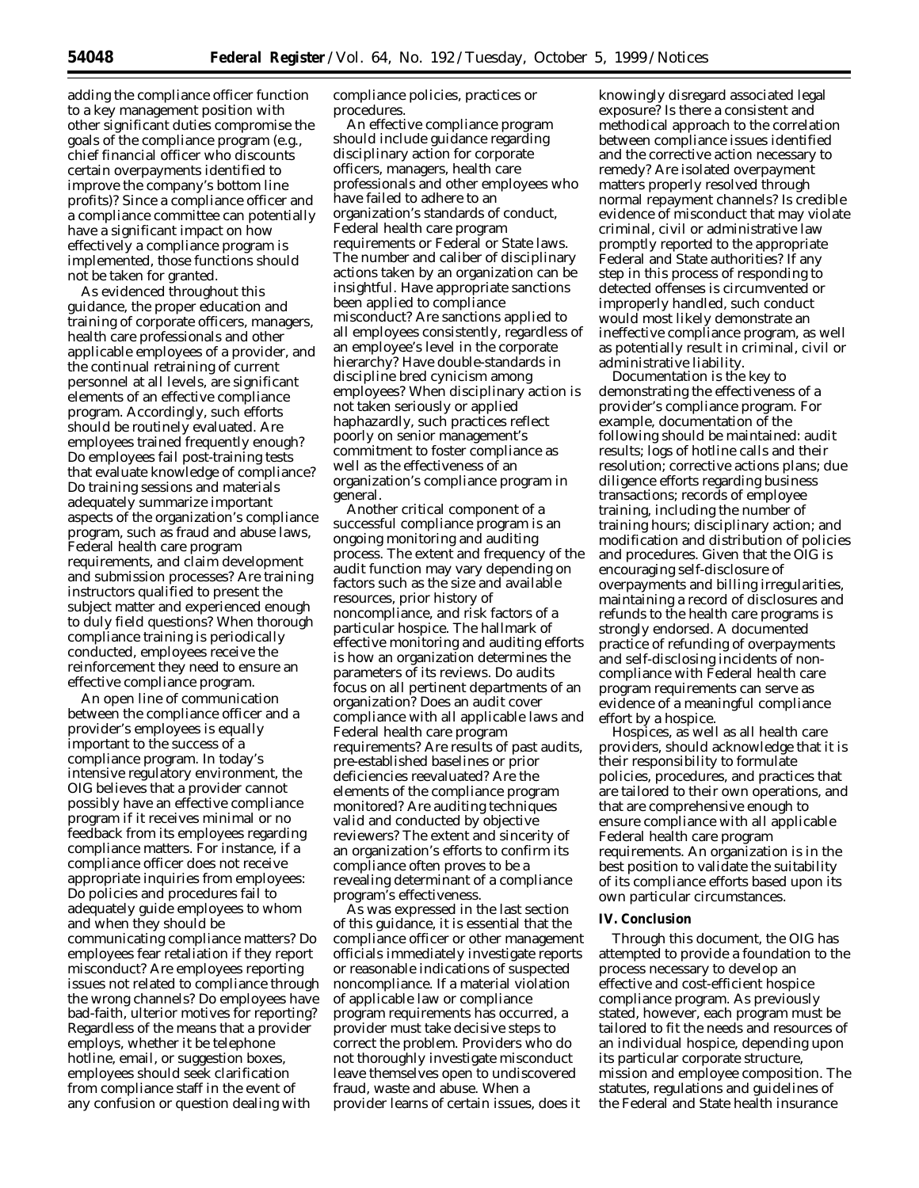adding the compliance officer function to a key management position with other significant duties compromise the goals of the compliance program (e.g., chief financial officer who discounts certain overpayments identified to improve the company's bottom line profits)? Since a compliance officer and a compliance committee can potentially have a significant impact on how effectively a compliance program is implemented, those functions should not be taken for granted.

As evidenced throughout this guidance, the proper education and training of corporate officers, managers, health care professionals and other applicable employees of a provider, and the continual retraining of current personnel at all levels, are significant elements of an effective compliance program. Accordingly, such efforts should be routinely evaluated. Are employees trained frequently enough? Do employees fail post-training tests that evaluate knowledge of compliance? Do training sessions and materials adequately summarize important aspects of the organization's compliance program, such as fraud and abuse laws, Federal health care program requirements, and claim development and submission processes? Are training instructors qualified to present the subject matter and experienced enough to duly field questions? When thorough compliance training is periodically conducted, employees receive the reinforcement they need to ensure an effective compliance program.

An open line of communication between the compliance officer and a provider's employees is equally important to the success of a compliance program. In today's intensive regulatory environment, the OIG believes that a provider cannot possibly have an effective compliance program if it receives minimal or no feedback from its employees regarding compliance matters. For instance, if a compliance officer does not receive appropriate inquiries from employees: Do policies and procedures fail to adequately guide employees to whom and when they should be communicating compliance matters? Do employees fear retaliation if they report misconduct? Are employees reporting issues not related to compliance through the wrong channels? Do employees have bad-faith, ulterior motives for reporting? Regardless of the means that a provider employs, whether it be telephone hotline, email, or suggestion boxes, employees should seek clarification from compliance staff in the event of any confusion or question dealing with compliance policies, practices or procedures.

An effective compliance program should include guidance regarding disciplinary action for corporate officers, managers, health care professionals and other employees who have failed to adhere to an organization's standards of conduct, Federal health care program requirements or Federal or State laws. The number and caliber of disciplinary actions taken by an organization can be insightful. Have appropriate sanctions been applied to compliance misconduct? Are sanctions applied to all employees consistently, regardless of an employee's level in the corporate hierarchy? Have double-standards in discipline bred cynicism among employees? When disciplinary action is not taken seriously or applied haphazardly, such practices reflect poorly on senior management's commitment to foster compliance as well as the effectiveness of an organization's compliance program in general.

Another critical component of a successful compliance program is an ongoing monitoring and auditing process. The extent and frequency of the audit function may vary depending on factors such as the size and available resources, prior history of noncompliance, and risk factors of a particular hospice. The hallmark of effective monitoring and auditing efforts is how an organization determines the parameters of its reviews. Do audits focus on all pertinent departments of an organization? Does an audit cover compliance with all applicable laws and Federal health care program requirements? Are results of past audits, pre-established baselines or prior deficiencies reevaluated? Are the elements of the compliance program monitored? Are auditing techniques valid and conducted by objective reviewers? The extent and sincerity of an organization's efforts to confirm its compliance often proves to be a revealing determinant of a compliance program's effectiveness.

As was expressed in the last section of this guidance, it is essential that the compliance officer or other management officials immediately investigate reports or reasonable indications of suspected noncompliance. If a material violation of applicable law or compliance program requirements has occurred, a provider must take decisive steps to correct the problem. Providers who do not thoroughly investigate misconduct leave themselves open to undiscovered fraud, waste and abuse. When a provider learns of certain issues, does it knowingly disregard associated legal exposure? Is there a consistent and methodical approach to the correlation between compliance issues identified and the corrective action necessary to remedy? Are isolated overpayment matters properly resolved through normal repayment channels? Is credible evidence of misconduct that may violate criminal, civil or administrative law promptly reported to the appropriate Federal and State authorities? If any step in this process of responding to detected offenses is circumvented or improperly handled, such conduct would most likely demonstrate an ineffective compliance program, as well as potentially result in criminal, civil or administrative liability.

Documentation is the key to demonstrating the effectiveness of a provider's compliance program. For example, documentation of the following should be maintained: audit results; logs of hotline calls and their resolution; corrective actions plans; due diligence efforts regarding business transactions; records of employee training, including the number of training hours; disciplinary action; and modification and distribution of policies and procedures. Given that the OIG is encouraging self-disclosure of overpayments and billing irregularities, maintaining a record of disclosures and refunds to the health care programs is strongly endorsed. A documented practice of refunding of overpayments and self-disclosing incidents of non-compliance with Federal health care program requirements can serve as evidence of a meaningful compliance effort by a hospice.

Hospices, as well as all health care providers, should acknowledge that it is their responsibility to formulate policies, procedures, and practices that are tailored to their own operations, and that are comprehensive enough to ensure compliance with all applicable Federal health care program requirements. An organization is in the best position to validate the suitability of its compliance efforts based upon its own particular circumstances.

## IV. Conclusion

Through this document, the OIG has attempted to provide a foundation to the process necessary to develop an effective and cost-efficient hospice compliance program. As previously stated, however, each program must be tailored to fit the needs and resources of an individual hospice, depending upon its particular corporate structure, mission and employee composition. The statutes, regulations and guidelines of the Federal and State health insurance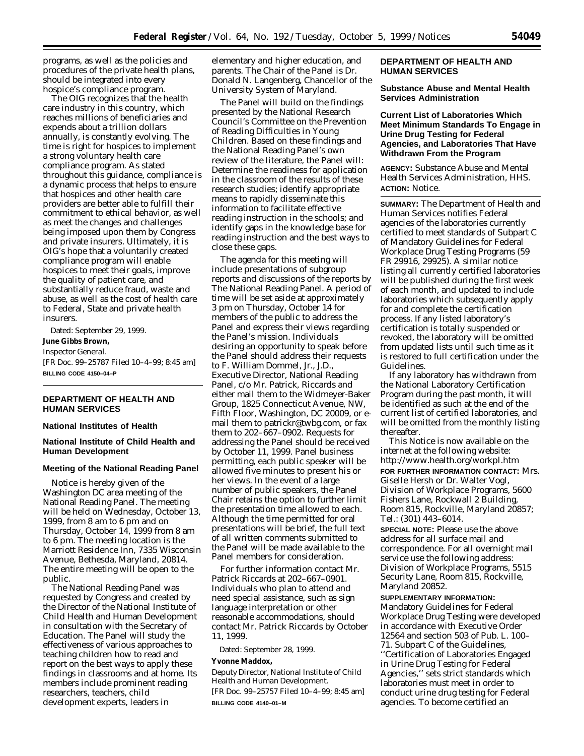programs, as well as the policies and procedures of the private health plans, should be integrated into every hospice's compliance program.

The OIG recognizes that the health care industry in this country, which reaches millions of beneficiaries and expends about a trillion dollars annually, is constantly evolving. The time is right for hospices to implement a strong voluntary health care compliance program. As stated throughout this guidance, compliance is a dynamic process that helps to ensure that hospices and other health care providers are better able to fulfill their commitment to ethical behavior, as well as meet the changes and challenges being imposed upon them by Congress and private insurers. Ultimately, it is OIG's hope that a voluntarily created compliance program will enable hospices to meet their goals, improve the quality of patient care, and substantially reduce fraud, waste and abuse, as well as the cost of health care to Federal, State and private health insurers.

Dated: September 29, 1999.

**June Gibbs Brown,**

*Inspector General.*

[FR Doc. 99–25787 Filed 10–4–99; 8:45 am]

**BILLING CODE 4150–04–P**

---

## DEPARTMENT OF HEALTH AND HUMAN SERVICES

### National Institutes of Health

### National Institute of Child Health and Human Development

#### Meeting of the National Reading Panel

Notice is hereby given of the Washington DC area meeting of the National Reading Panel. The meeting will be held on Wednesday, October 13, 1999, from 8 am to 6 pm and on Thursday, October 14, 1999 from 8 am to 6 pm. The meeting location is the Marriott Residence Inn, 7335 Wisconsin Avenue, Bethesda, Maryland, 20814. The entire meeting will be open to the public.

The National Reading Panel was requested by Congress and created by the Director of the National Institute of Child Health and Human Development in consultation with the Secretary of Education. The Panel will study the effectiveness of various approaches to teaching children how to read and report on the best ways to apply these findings in classrooms and at home. Its members include prominent reading researchers, teachers, child development experts, leaders in elementary and higher education, and parents. The Chair of the Panel is Dr. Donald N. Langenberg, Chancellor of the University System of Maryland.

The Panel will build on the findings presented by the National Research Council's Committee on the Prevention of Reading Difficulties in Young Children. Based on these findings and the National Reading Panel's own review of the literature, the Panel will: Determine the readiness for application in the classroom of the results of these research studies; identify appropriate means to rapidly disseminate this information to facilitate effective reading instruction in the schools; and identify gaps in the knowledge base for reading instruction and the best ways to close these gaps.

The agenda for this meeting will include presentations of subgroup reports and discussions of the reports by The National Reading Panel. A period of time will be set aside at approximately 3 pm on Thursday, October 14 for members of the public to address the Panel and express their views regarding the Panel's mission. Individuals desiring an opportunity to speak before the Panel should address their requests to F. William Dommel, Jr., J.D., Executive Director, National Reading Panel, c/o Mr. Patrick, Riccards and either mail them to the Widmeyer-Baker Group, 1825 Connecticut Avenue, NW, Fifth Floor, Washington, DC 20009, or e-mail them to patrickr@twbg.com, or fax them to 202–667–0902. Requests for addressing the Panel should be received by October 11, 1999. Panel business permitting, each public speaker will be allowed five minutes to present his or her views. In the event of a large number of public speakers, the Panel Chair retains the option to further limit the presentation time allowed to each. Although the time permitted for oral presentations will be brief, the full text of all written comments submitted to the Panel will be made available to the Panel members for consideration.

For further information contact Mr. Patrick Riccards at 202–667–0901. Individuals who plan to attend and need special assistance, such as sign language interpretation or other reasonable accommodations, should contact Mr. Patrick Riccards by October 11, 1999.

Dated: September 28, 1999.

**Yvonne Maddox,**

*Deputy Director, National Institute of Child Health and Human Development.*

[FR Doc. 99–25757 Filed 10–4–99; 8:45 am]

**BILLING CODE 4140–01–M**

---

## DEPARTMENT OF HEALTH AND HUMAN SERVICES

### Substance Abuse and Mental Health Services Administration

#### Current List of Laboratories Which Meet Minimum Standards To Engage in Urine Drug Testing for Federal Agencies, and Laboratories That Have Withdrawn From the Program

**AGENCY:** Substance Abuse and Mental Health Services Administration, HHS.

**ACTION:** Notice.

**SUMMARY:** The Department of Health and Human Services notifies Federal agencies of the laboratories currently certified to meet standards of Subpart C of Mandatory Guidelines for Federal Workplace Drug Testing Programs (59 FR 29916, 29925). A similar notice listing all currently certified laboratories will be published during the first week of each month, and updated to include laboratories which subsequently apply for and complete the certification process. If any listed laboratory's certification is totally suspended or revoked, the laboratory will be omitted from updated lists until such time as it is restored to full certification under the Guidelines.

If any laboratory has withdrawn from the National Laboratory Certification Program during the past month, it will be identified as such at the end of the current list of certified laboratories, and will be omitted from the monthly listing thereafter.

This Notice is now available on the internet at the following website: http://www.health.org/workpl.htm

**FOR FURTHER INFORMATION CONTACT:** Mrs. Giselle Hersh or Dr. Walter Vogl, Division of Workplace Programs, 5600 Fishers Lane, Rockwall 2 Building, Room 815, Rockville, Maryland 20857; Tel.: (301) 443–6014.

**SPECIAL NOTE:** Please use the above address for all surface mail and correspondence. For all overnight mail service use the following address: Division of Workplace Programs, 5515 Security Lane, Room 815, Rockville, Maryland 20852.

**SUPPLEMENTARY INFORMATION:** Mandatory Guidelines for Federal Workplace Drug Testing were developed in accordance with Executive Order 12564 and section 503 of Pub. L. 100–71. Subpart C of the Guidelines, "Certification of Laboratories Engaged in Urine Drug Testing for Federal Agencies," sets strict standards which laboratories must meet in order to conduct urine drug testing for Federal agencies. To become certified an